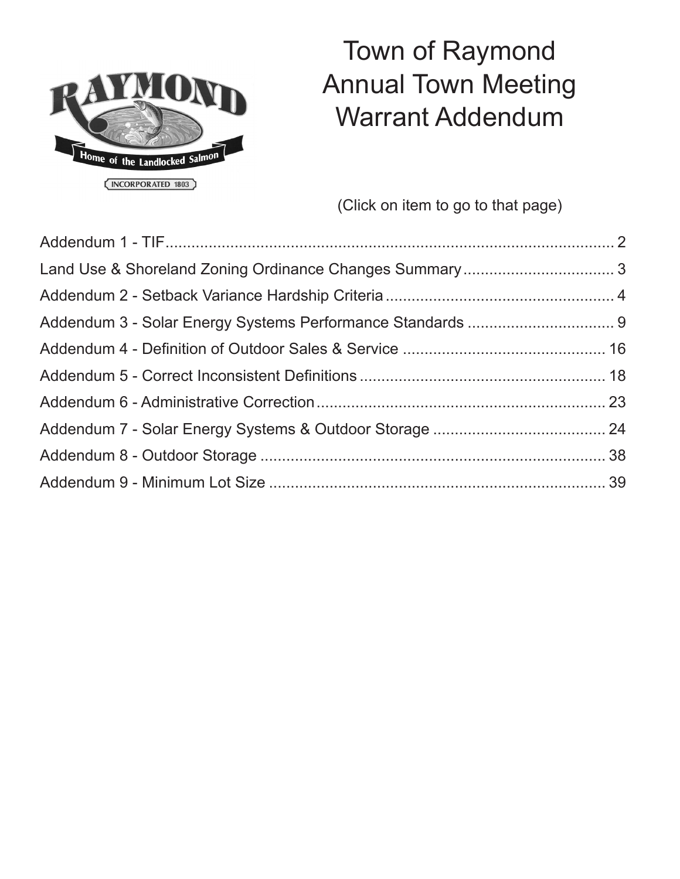# Town of Raymond Annual Town Meeting Warrant Addendum

(Click on item to go to that page)

| Item | Page |
| --- | --- |
| Addendum 1 - TIF | 2 |
| Land Use & Shoreland Zoning Ordinance Changes Summary | 3 |
| Addendum 2 - Setback Variance Hardship Criteria | 4 |
| Addendum 3 - Solar Energy Systems Performance Standards | 9 |
| Addendum 4 - Definition of Outdoor Sales & Service | 16 |
| Addendum 5 - Correct Inconsistent Definitions | 18 |
| Addendum 6 - Administrative Correction | 23 |
| Addendum 7 - Solar Energy Systems & Outdoor Storage | 24 |
| Addendum 8 - Outdoor Storage | 38 |
| Addendum 9 - Minimum Lot Size | 39 |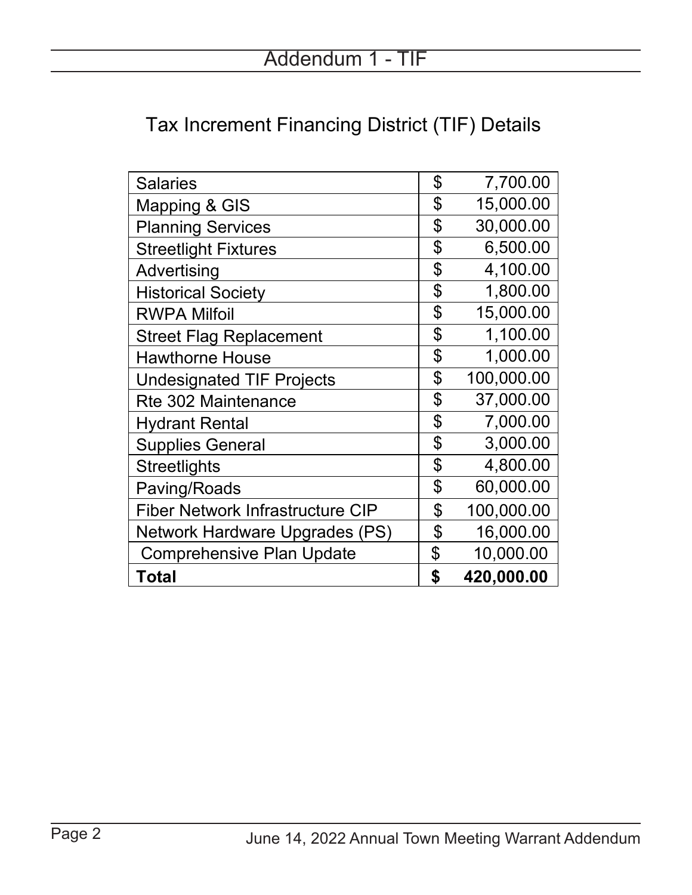# Addendum 1 - TIF

## Tax Increment Financing District (TIF) Details

| Item | Amount |
|---|---|
| Salaries | $ 7,700.00 |
| Mapping & GIS | $ 15,000.00 |
| Planning Services | $ 30,000.00 |
| Streetlight Fixtures | $ 6,500.00 |
| Advertising | $ 4,100.00 |
| Historical Society | $ 1,800.00 |
| RWPA Milfoil | $ 15,000.00 |
| Street Flag Replacement | $ 1,100.00 |
| Hawthorne House | $ 1,000.00 |
| Undesignated TIF Projects | $ 100,000.00 |
| Rte 302 Maintenance | $ 37,000.00 |
| Hydrant Rental | $ 7,000.00 |
| Supplies General | $ 3,000.00 |
| Streetlights | $ 4,800.00 |
| Paving/Roads | $ 60,000.00 |
| Fiber Network Infrastructure CIP | $ 100,000.00 |
| Network Hardware Upgrades (PS) | $ 16,000.00 |
| Comprehensive Plan Update | $ 10,000.00 |
| **Total** | **$ 420,000.00** |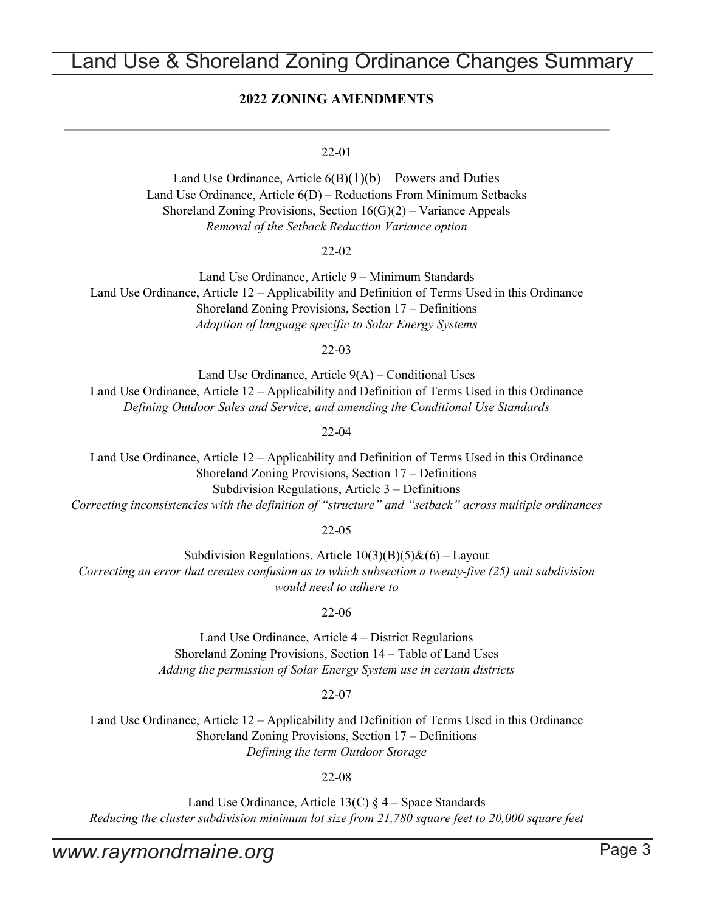## 2022 ZONING AMENDMENTS

---

22-01

Land Use Ordinance, Article 6(B)(1)(b) – Powers and Duties
Land Use Ordinance, Article 6(D) – Reductions From Minimum Setbacks
Shoreland Zoning Provisions, Section 16(G)(2) – Variance Appeals
*Removal of the Setback Reduction Variance option*

22-02

Land Use Ordinance, Article 9 – Minimum Standards
Land Use Ordinance, Article 12 – Applicability and Definition of Terms Used in this Ordinance
Shoreland Zoning Provisions, Section 17 – Definitions
*Adoption of language specific to Solar Energy Systems*

22-03

Land Use Ordinance, Article 9(A) – Conditional Uses
Land Use Ordinance, Article 12 – Applicability and Definition of Terms Used in this Ordinance
*Defining Outdoor Sales and Service, and amending the Conditional Use Standards*

22-04

Land Use Ordinance, Article 12 – Applicability and Definition of Terms Used in this Ordinance
Shoreland Zoning Provisions, Section 17 – Definitions
Subdivision Regulations, Article 3 – Definitions
*Correcting inconsistencies with the definition of "structure" and "setback" across multiple ordinances*

22-05

Subdivision Regulations, Article 10(3)(B)(5)&(6) – Layout
*Correcting an error that creates confusion as to which subsection a twenty-five (25) unit subdivision would need to adhere to*

22-06

Land Use Ordinance, Article 4 – District Regulations
Shoreland Zoning Provisions, Section 14 – Table of Land Uses
*Adding the permission of Solar Energy System use in certain districts*

22-07

Land Use Ordinance, Article 12 – Applicability and Definition of Terms Used in this Ordinance
Shoreland Zoning Provisions, Section 17 – Definitions
*Defining the term Outdoor Storage*

22-08

Land Use Ordinance, Article 13(C) § 4 – Space Standards
*Reducing the cluster subdivision minimum lot size from 21,780 square feet to 20,000 square feet*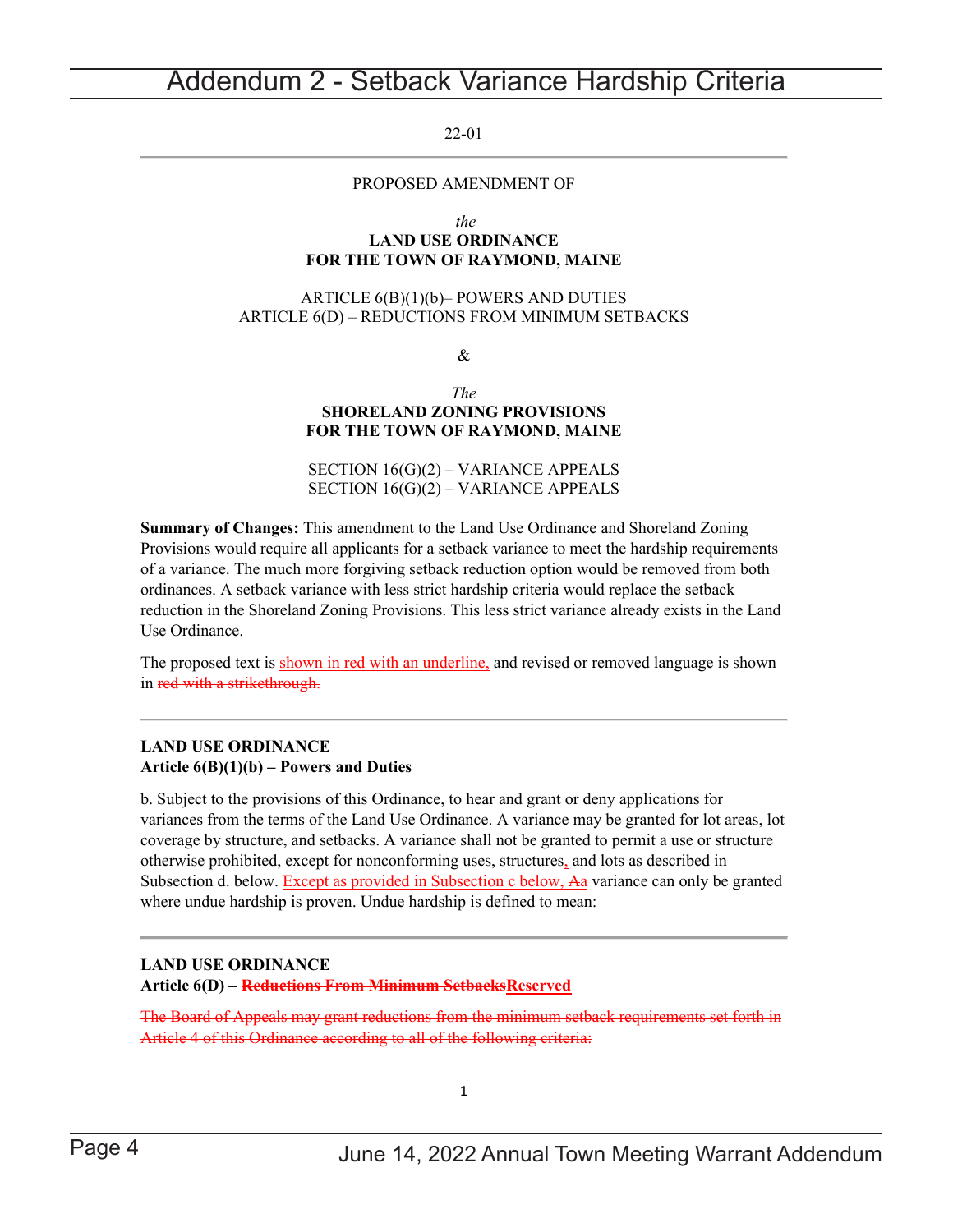# Addendum 2 - Setback Variance Hardship Criteria

22-01

---

PROPOSED AMENDMENT OF

*the*

**LAND USE ORDINANCE**
**FOR THE TOWN OF RAYMOND, MAINE**

ARTICLE 6(B)(1)(b)– POWERS AND DUTIES
ARTICLE 6(D) – REDUCTIONS FROM MINIMUM SETBACKS

&

*The*

**SHORELAND ZONING PROVISIONS**
**FOR THE TOWN OF RAYMOND, MAINE**

SECTION 16(G)(2) – VARIANCE APPEALS
SECTION 16(G)(2) – VARIANCE APPEALS

**Summary of Changes:** This amendment to the Land Use Ordinance and Shoreland Zoning Provisions would require all applicants for a setback variance to meet the hardship requirements of a variance. The much more forgiving setback reduction option would be removed from both ordinances. A setback variance with less strict hardship criteria would replace the setback reduction in the Shoreland Zoning Provisions. This less strict variance already exists in the Land Use Ordinance.

The proposed text is <u>shown in red with an underline,</u> and revised or removed language is shown in ~~red with a strikethrough.~~

---

**LAND USE ORDINANCE**
**Article 6(B)(1)(b) – Powers and Duties**

b. Subject to the provisions of this Ordinance, to hear and grant or deny applications for variances from the terms of the Land Use Ordinance. A variance may be granted for lot areas, lot coverage by structure, and setbacks. A variance shall not be granted to permit a use or structure otherwise prohibited, except for nonconforming uses, structures<u>,</u> and lots as described in Subsection d. below. <u>Except as provided in Subsection c below,</u> ~~A~~<u>a</u> variance can only be granted where undue hardship is proven. Undue hardship is defined to mean:

---

**LAND USE ORDINANCE**
**Article 6(D) – ~~Reductions From Minimum Setbacks~~<u>Reserved</u>**

~~The Board of Appeals may grant reductions from the minimum setback requirements set forth in Article 4 of this Ordinance according to all of the following criteria:~~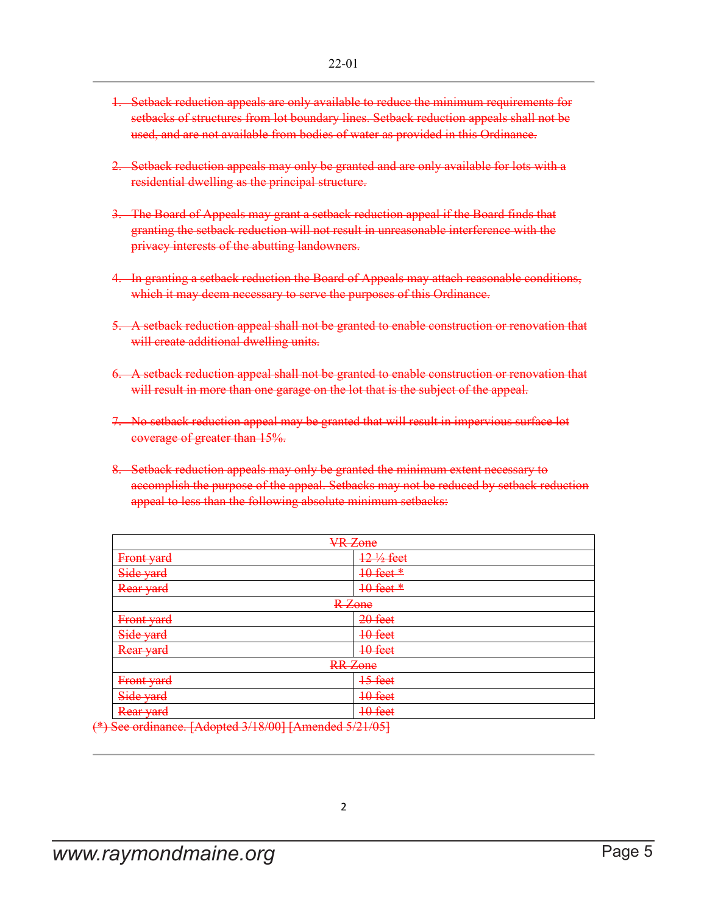~~1. Setback reduction appeals are only available to reduce the minimum requirements for setbacks of structures from lot boundary lines. Setback reduction appeals shall not be used, and are not available from bodies of water as provided in this Ordinance.~~

~~2. Setback reduction appeals may only be granted and are only available for lots with a residential dwelling as the principal structure.~~

~~3. The Board of Appeals may grant a setback reduction appeal if the Board finds that granting the setback reduction will not result in unreasonable interference with the privacy interests of the abutting landowners.~~

~~4. In granting a setback reduction the Board of Appeals may attach reasonable conditions, which it may deem necessary to serve the purposes of this Ordinance.~~

~~5. A setback reduction appeal shall not be granted to enable construction or renovation that will create additional dwelling units.~~

~~6. A setback reduction appeal shall not be granted to enable construction or renovation that will result in more than one garage on the lot that is the subject of the appeal.~~

~~7. No setback reduction appeal may be granted that will result in impervious surface lot coverage of greater than 15%.~~

~~8. Setback reduction appeals may only be granted the minimum extent necessary to accomplish the purpose of the appeal. Setbacks may not be reduced by setback reduction appeal to less than the following absolute minimum setbacks:~~

| ~~VR Zone~~ | |
|---|---|
| ~~Front yard~~ | ~~12 ½ feet~~ |
| ~~Side yard~~ | ~~10 feet *~~ |
| ~~Rear yard~~ | ~~10 feet *~~ |
| ~~R Zone~~ | |
| ~~Front yard~~ | ~~20 feet~~ |
| ~~Side yard~~ | ~~10 feet~~ |
| ~~Rear yard~~ | ~~10 feet~~ |
| ~~RR Zone~~ | |
| ~~Front yard~~ | ~~15 feet~~ |
| ~~Side yard~~ | ~~10 feet~~ |
| ~~Rear yard~~ | ~~10 feet~~ |

~~(*) See ordinance. [Adopted 3/18/00] [Amended 5/21/05]~~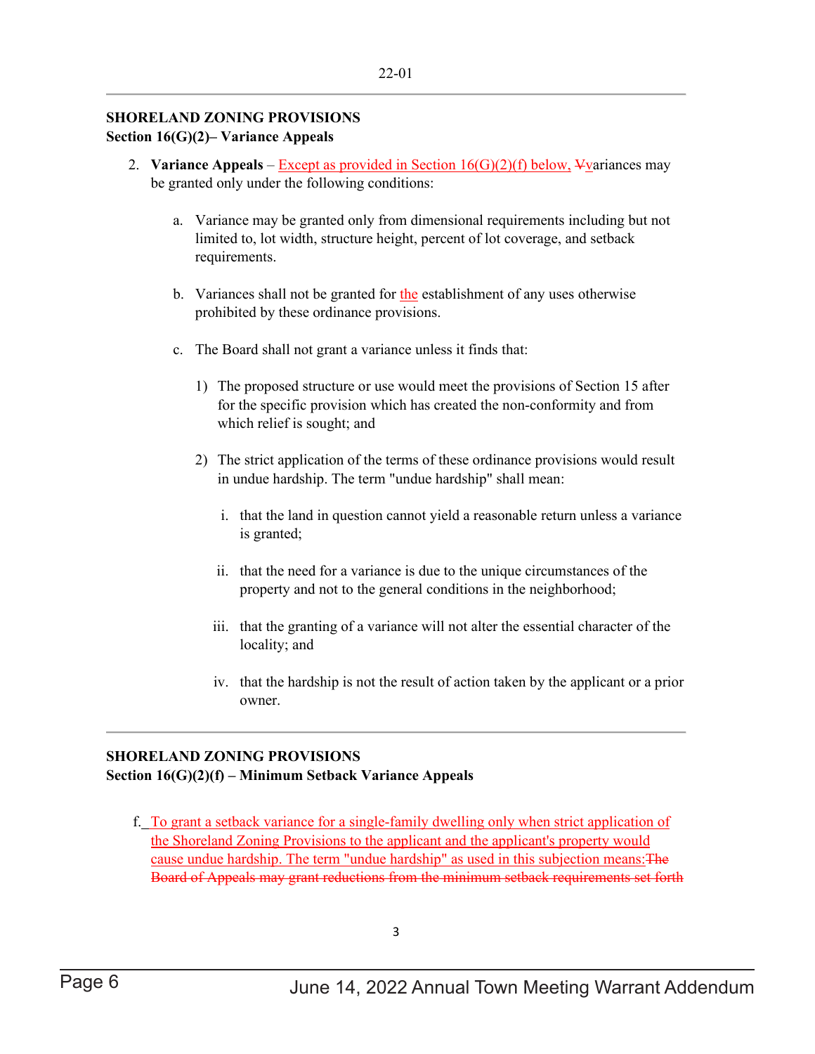22-01

**SHORELAND ZONING PROVISIONS**
**Section 16(G)(2)– Variance Appeals**

2. **Variance Appeals** – Except as provided in Section 16(G)(2)(f) below, ~~V~~variances may be granted only under the following conditions:

   a. Variance may be granted only from dimensional requirements including but not limited to, lot width, structure height, percent of lot coverage, and setback requirements.

   b. Variances shall not be granted for the establishment of any uses otherwise prohibited by these ordinance provisions.

   c. The Board shall not grant a variance unless it finds that:

      1) The proposed structure or use would meet the provisions of Section 15 after for the specific provision which has created the non-conformity and from which relief is sought; and

      2) The strict application of the terms of these ordinance provisions would result in undue hardship. The term "undue hardship" shall mean:

         i. that the land in question cannot yield a reasonable return unless a variance is granted;

         ii. that the need for a variance is due to the unique circumstances of the property and not to the general conditions in the neighborhood;

         iii. that the granting of a variance will not alter the essential character of the locality; and

         iv. that the hardship is not the result of action taken by the applicant or a prior owner.

---

**SHORELAND ZONING PROVISIONS**
**Section 16(G)(2)(f) – Minimum Setback Variance Appeals**

f. To grant a setback variance for a single-family dwelling only when strict application of the Shoreland Zoning Provisions to the applicant and the applicant's property would cause undue hardship. The term "undue hardship" as used in this subjection means:~~The Board of Appeals may grant reductions from the minimum setback requirements set forth~~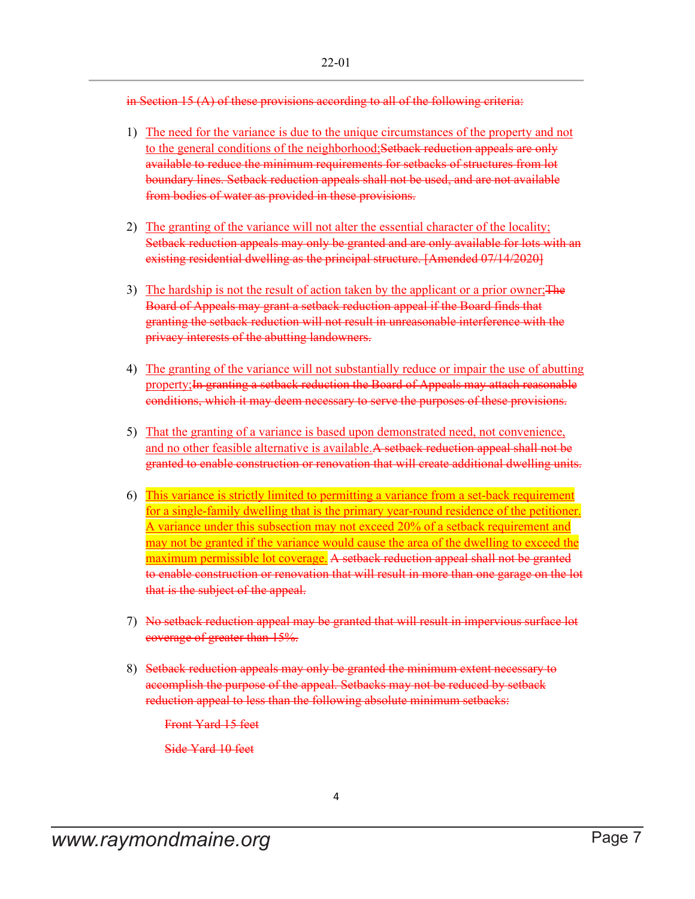~~in Section 15 (A) of these provisions according to all of the following criteria:~~

1) <u>The need for the variance is due to the unique circumstances of the property and not to the general conditions of the neighborhood;</u>~~Setback reduction appeals are only available to reduce the minimum requirements for setbacks of structures from lot boundary lines. Setback reduction appeals shall not be used, and are not available from bodies of water as provided in these provisions.~~

2) <u>The granting of the variance will not alter the essential character of the locality;</u> ~~Setback reduction appeals may only be granted and are only available for lots with an existing residential dwelling as the principal structure. [Amended 07/14/2020]~~

3) <u>The hardship is not the result of action taken by the applicant or a prior owner;</u>~~The Board of Appeals may grant a setback reduction appeal if the Board finds that granting the setback reduction will not result in unreasonable interference with the privacy interests of the abutting landowners.~~

4) <u>The granting of the variance will not substantially reduce or impair the use of abutting property;</u>~~In granting a setback reduction the Board of Appeals may attach reasonable conditions, which it may deem necessary to serve the purposes of these provisions.~~

5) <u>That the granting of a variance is based upon demonstrated need, not convenience, and no other feasible alternative is available.</u>~~A setback reduction appeal shall not be granted to enable construction or renovation that will create additional dwelling units.~~

6) <u>This variance is strictly limited to permitting a variance from a set-back requirement for a single-family dwelling that is the primary year-round residence of the petitioner. A variance under this subsection may not exceed 20% of a setback requirement and may not be granted if the variance would cause the area of the dwelling to exceed the maximum permissible lot coverage.</u> ~~A setback reduction appeal shall not be granted to enable construction or renovation that will result in more than one garage on the lot that is the subject of the appeal.~~

7) ~~No setback reduction appeal may be granted that will result in impervious surface lot coverage of greater than 15%.~~

8) ~~Setback reduction appeals may only be granted the minimum extent necessary to accomplish the purpose of the appeal. Setbacks may not be reduced by setback reduction appeal to less than the following absolute minimum setbacks:~~

   ~~Front Yard 15 feet~~

   ~~Side Yard 10 feet~~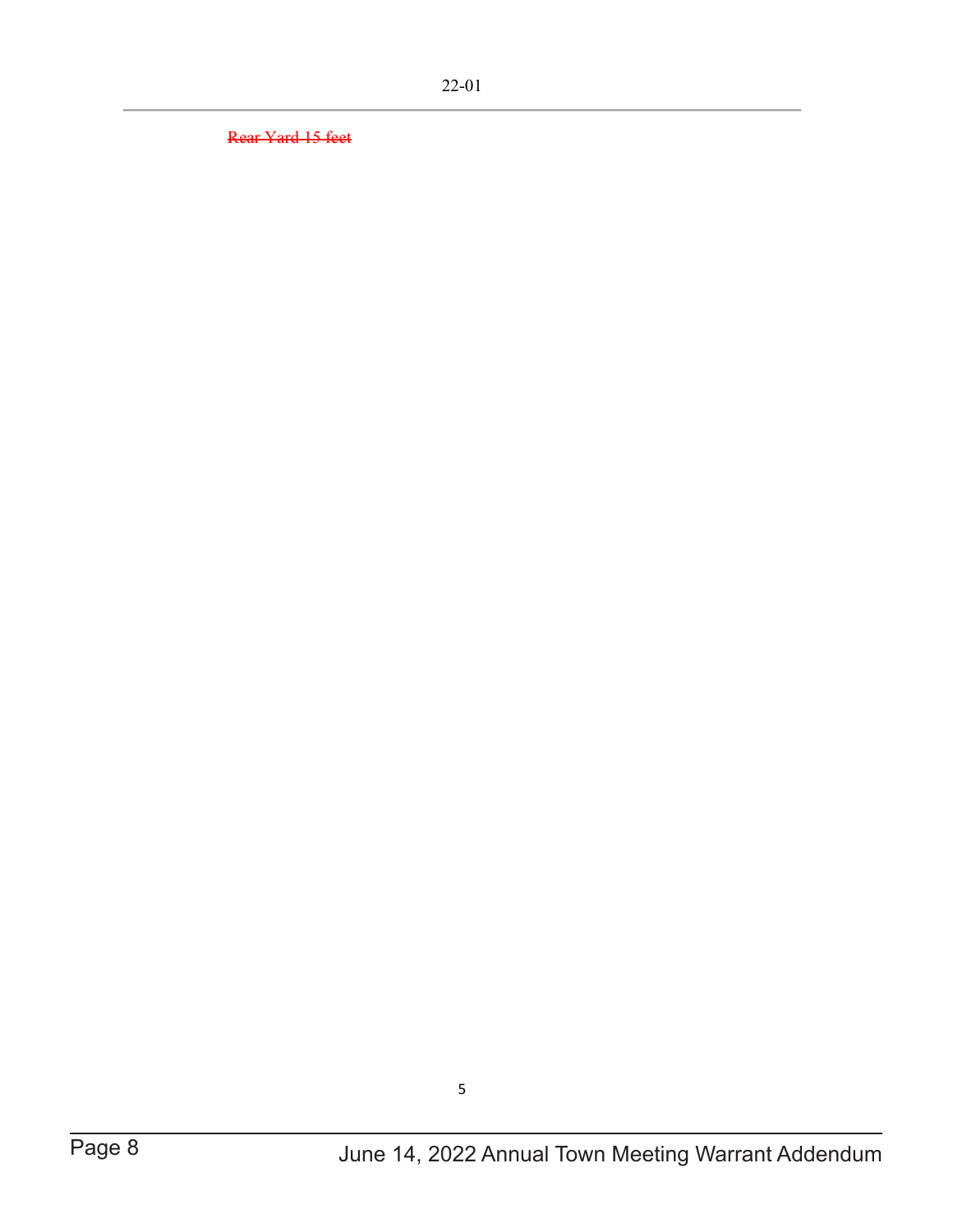~~Rear Yard 15 feet~~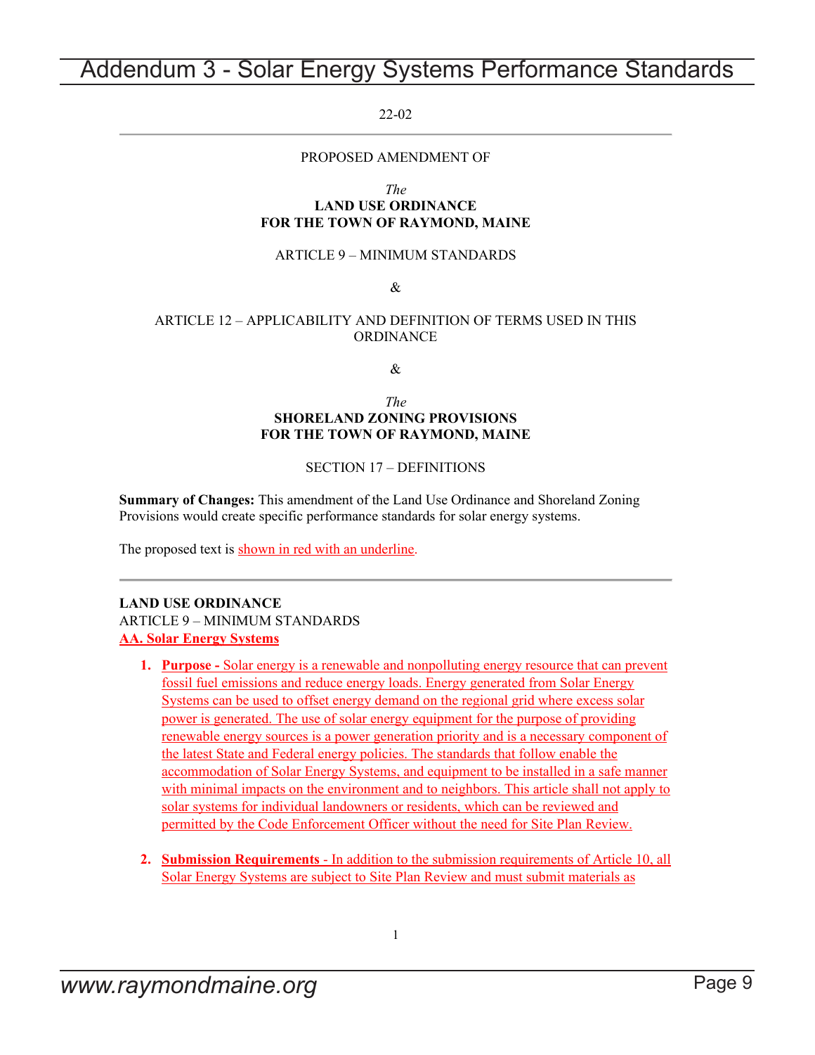22-02

PROPOSED AMENDMENT OF

*The*
**LAND USE ORDINANCE**
**FOR THE TOWN OF RAYMOND, MAINE**

ARTICLE 9 – MINIMUM STANDARDS

&

ARTICLE 12 – APPLICABILITY AND DEFINITION OF TERMS USED IN THIS ORDINANCE

&

*The*
**SHORELAND ZONING PROVISIONS**
**FOR THE TOWN OF RAYMOND, MAINE**

SECTION 17 – DEFINITIONS

**Summary of Changes:** This amendment of the Land Use Ordinance and Shoreland Zoning Provisions would create specific performance standards for solar energy systems.

The proposed text is <u>shown in red with an underline</u>.

---

**LAND USE ORDINANCE**
ARTICLE 9 – MINIMUM STANDARDS
**<u>AA. Solar Energy Systems</u>**

1. **<u>Purpose -</u>** <u>Solar energy is a renewable and nonpolluting energy resource that can prevent fossil fuel emissions and reduce energy loads. Energy generated from Solar Energy Systems can be used to offset energy demand on the regional grid where excess solar power is generated. The use of solar energy equipment for the purpose of providing renewable energy sources is a power generation priority and is a necessary component of the latest State and Federal energy policies. The standards that follow enable the accommodation of Solar Energy Systems, and equipment to be installed in a safe manner with minimal impacts on the environment and to neighbors. This article shall not apply to solar systems for individual landowners or residents, which can be reviewed and permitted by the Code Enforcement Officer without the need for Site Plan Review.</u>

2. **<u>Submission Requirements</u>** <u>- In addition to the submission requirements of Article 10, all Solar Energy Systems are subject to Site Plan Review and must submit materials as</u>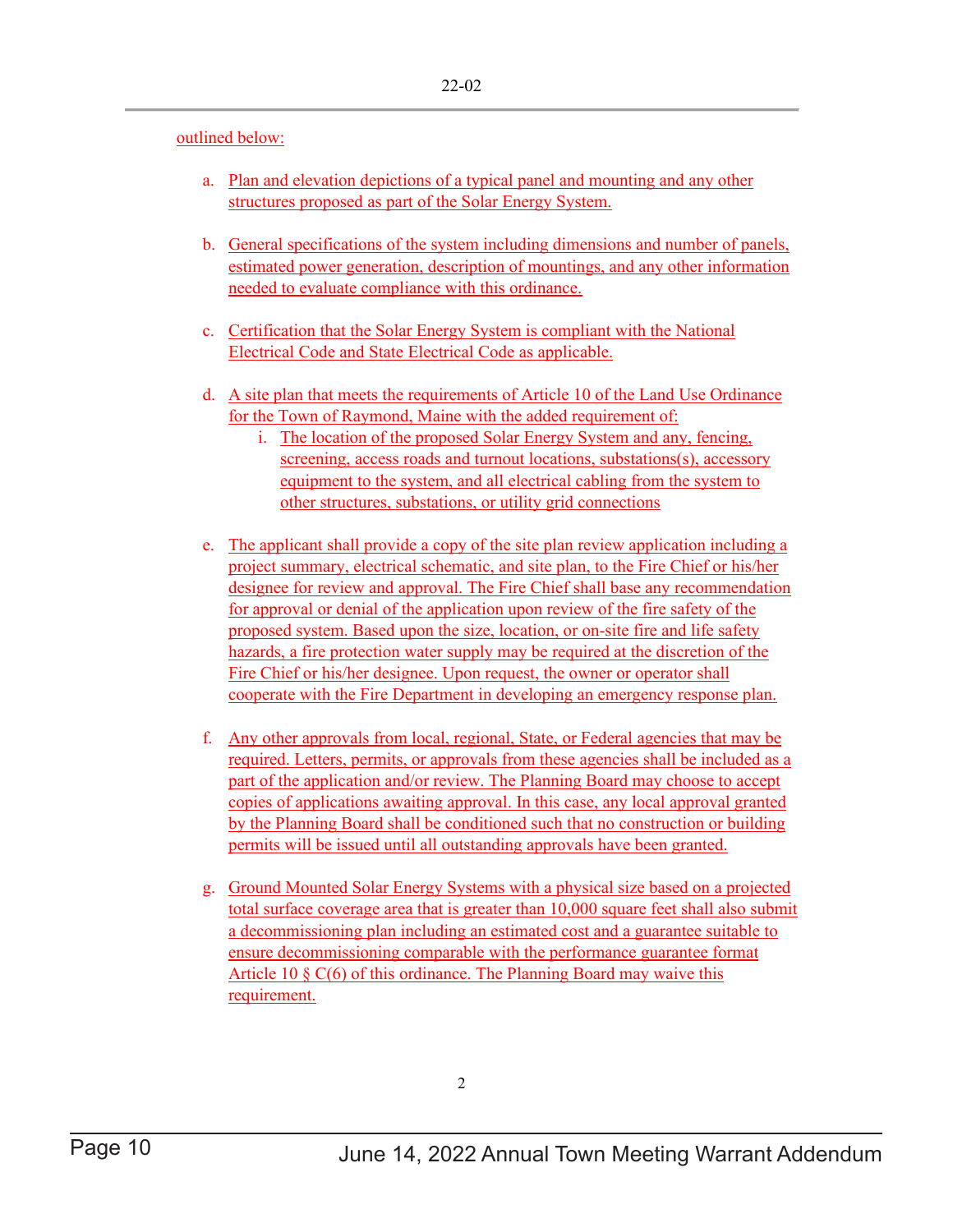outlined below:

a. Plan and elevation depictions of a typical panel and mounting and any other structures proposed as part of the Solar Energy System.

b. General specifications of the system including dimensions and number of panels, estimated power generation, description of mountings, and any other information needed to evaluate compliance with this ordinance.

c. Certification that the Solar Energy System is compliant with the National Electrical Code and State Electrical Code as applicable.

d. A site plan that meets the requirements of Article 10 of the Land Use Ordinance for the Town of Raymond, Maine with the added requirement of:
   i. The location of the proposed Solar Energy System and any, fencing, screening, access roads and turnout locations, substations(s), accessory equipment to the system, and all electrical cabling from the system to other structures, substations, or utility grid connections

e. The applicant shall provide a copy of the site plan review application including a project summary, electrical schematic, and site plan, to the Fire Chief or his/her designee for review and approval. The Fire Chief shall base any recommendation for approval or denial of the application upon review of the fire safety of the proposed system. Based upon the size, location, or on-site fire and life safety hazards, a fire protection water supply may be required at the discretion of the Fire Chief or his/her designee. Upon request, the owner or operator shall cooperate with the Fire Department in developing an emergency response plan.

f. Any other approvals from local, regional, State, or Federal agencies that may be required. Letters, permits, or approvals from these agencies shall be included as a part of the application and/or review. The Planning Board may choose to accept copies of applications awaiting approval. In this case, any local approval granted by the Planning Board shall be conditioned such that no construction or building permits will be issued until all outstanding approvals have been granted.

g. Ground Mounted Solar Energy Systems with a physical size based on a projected total surface coverage area that is greater than 10,000 square feet shall also submit a decommissioning plan including an estimated cost and a guarantee suitable to ensure decommissioning comparable with the performance guarantee format Article 10 § C(6) of this ordinance. The Planning Board may waive this requirement.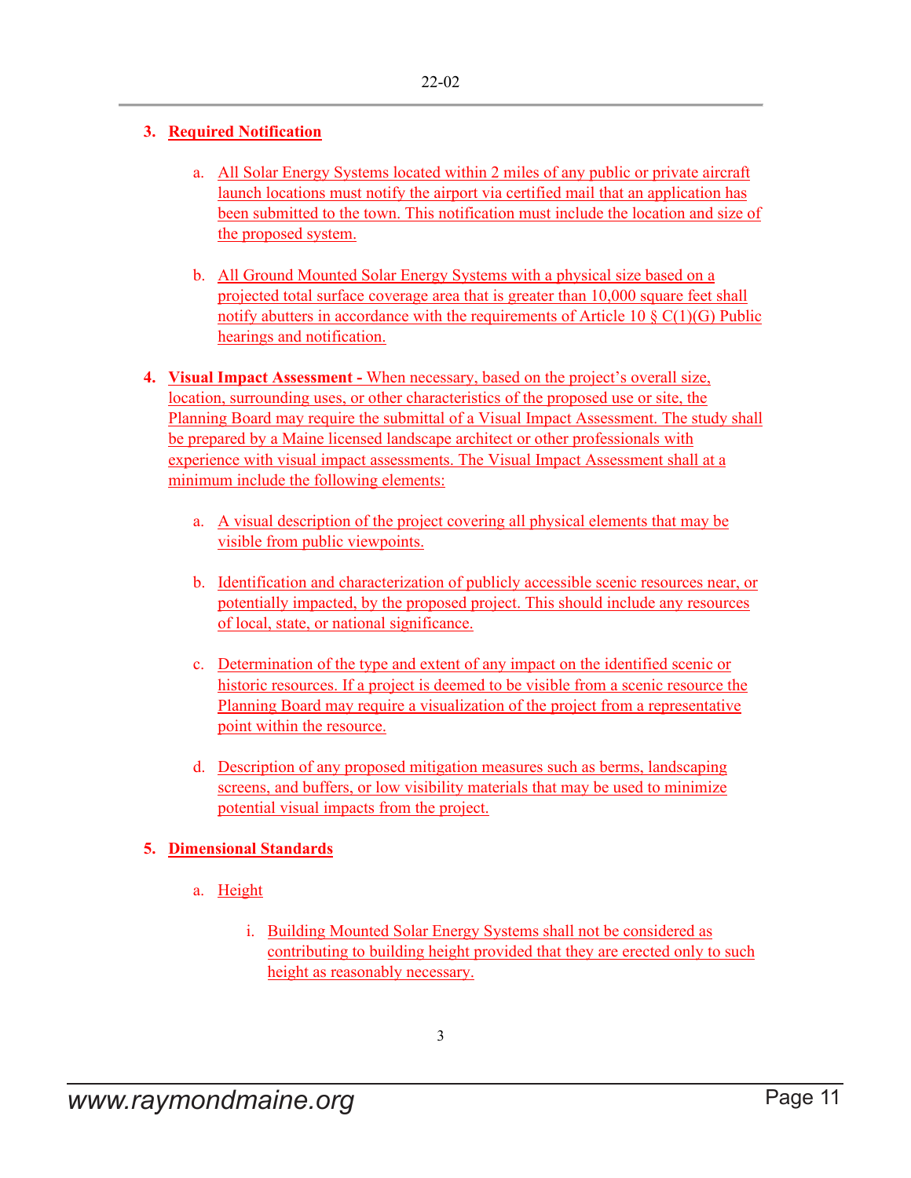3. **Required Notification**

    a. All Solar Energy Systems located within 2 miles of any public or private aircraft launch locations must notify the airport via certified mail that an application has been submitted to the town. This notification must include the location and size of the proposed system.

    b. All Ground Mounted Solar Energy Systems with a physical size based on a projected total surface coverage area that is greater than 10,000 square feet shall notify abutters in accordance with the requirements of Article 10 § C(1)(G) Public hearings and notification.

4. **Visual Impact Assessment -** When necessary, based on the project's overall size, location, surrounding uses, or other characteristics of the proposed use or site, the Planning Board may require the submittal of a Visual Impact Assessment. The study shall be prepared by a Maine licensed landscape architect or other professionals with experience with visual impact assessments. The Visual Impact Assessment shall at a minimum include the following elements:

    a. A visual description of the project covering all physical elements that may be visible from public viewpoints.

    b. Identification and characterization of publicly accessible scenic resources near, or potentially impacted, by the proposed project. This should include any resources of local, state, or national significance.

    c. Determination of the type and extent of any impact on the identified scenic or historic resources. If a project is deemed to be visible from a scenic resource the Planning Board may require a visualization of the project from a representative point within the resource.

    d. Description of any proposed mitigation measures such as berms, landscaping screens, and buffers, or low visibility materials that may be used to minimize potential visual impacts from the project.

5. **Dimensional Standards**

    a. Height

        i. Building Mounted Solar Energy Systems shall not be considered as contributing to building height provided that they are erected only to such height as reasonably necessary.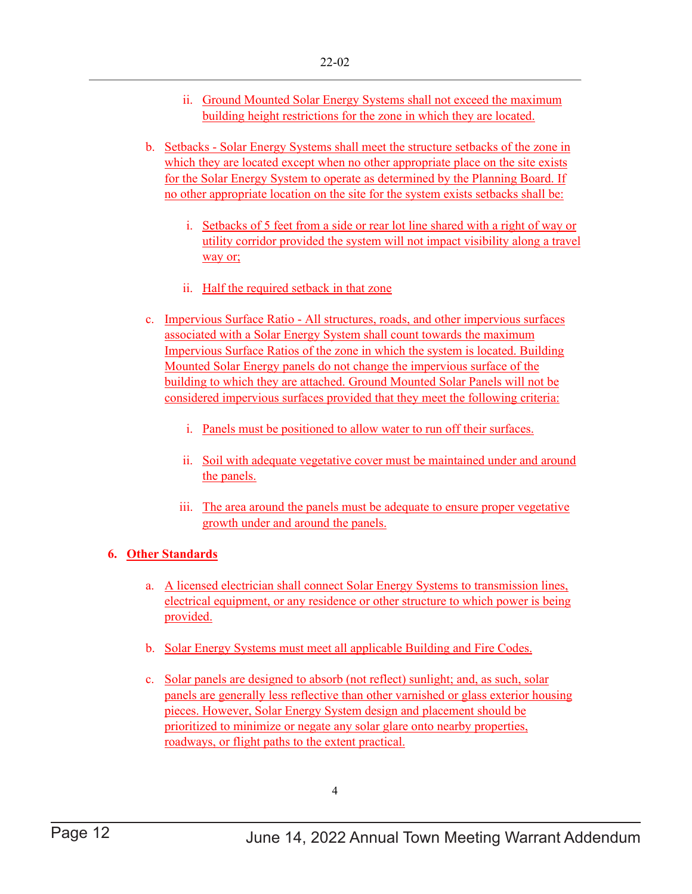ii. Ground Mounted Solar Energy Systems shall not exceed the maximum building height restrictions for the zone in which they are located.

b. Setbacks - Solar Energy Systems shall meet the structure setbacks of the zone in which they are located except when no other appropriate place on the site exists for the Solar Energy System to operate as determined by the Planning Board. If no other appropriate location on the site for the system exists setbacks shall be:

   i. Setbacks of 5 feet from a side or rear lot line shared with a right of way or utility corridor provided the system will not impact visibility along a travel way or;

   ii. Half the required setback in that zone

c. Impervious Surface Ratio - All structures, roads, and other impervious surfaces associated with a Solar Energy System shall count towards the maximum Impervious Surface Ratios of the zone in which the system is located. Building Mounted Solar Energy panels do not change the impervious surface of the building to which they are attached. Ground Mounted Solar Panels will not be considered impervious surfaces provided that they meet the following criteria:

   i. Panels must be positioned to allow water to run off their surfaces.

   ii. Soil with adequate vegetative cover must be maintained under and around the panels.

   iii. The area around the panels must be adequate to ensure proper vegetative growth under and around the panels.

**6. Other Standards**

a. A licensed electrician shall connect Solar Energy Systems to transmission lines, electrical equipment, or any residence or other structure to which power is being provided.

b. Solar Energy Systems must meet all applicable Building and Fire Codes.

c. Solar panels are designed to absorb (not reflect) sunlight; and, as such, solar panels are generally less reflective than other varnished or glass exterior housing pieces. However, Solar Energy System design and placement should be prioritized to minimize or negate any solar glare onto nearby properties, roadways, or flight paths to the extent practical.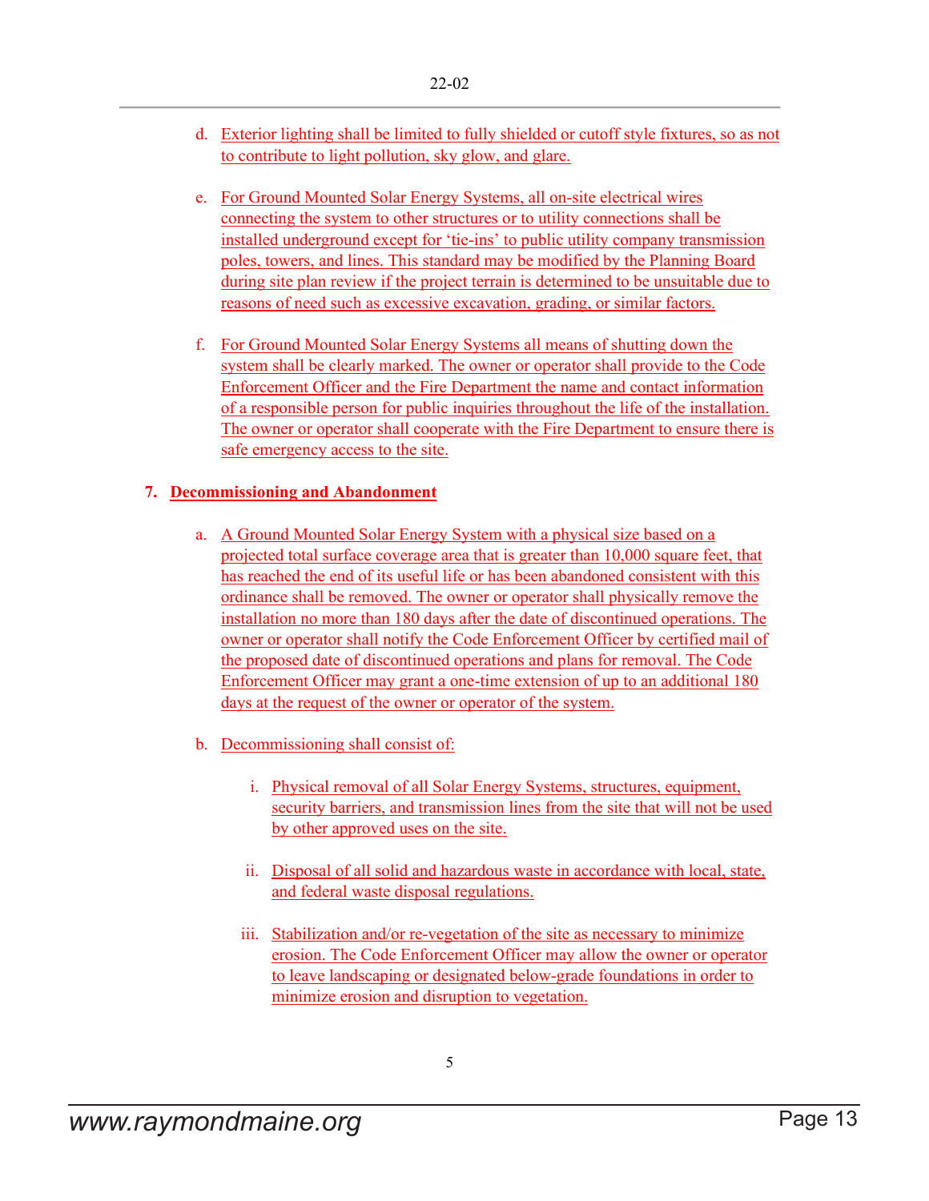d. Exterior lighting shall be limited to fully shielded or cutoff style fixtures, so as not to contribute to light pollution, sky glow, and glare.

e. For Ground Mounted Solar Energy Systems, all on-site electrical wires connecting the system to other structures or to utility connections shall be installed underground except for 'tie-ins' to public utility company transmission poles, towers, and lines. This standard may be modified by the Planning Board during site plan review if the project terrain is determined to be unsuitable due to reasons of need such as excessive excavation, grading, or similar factors.

f. For Ground Mounted Solar Energy Systems all means of shutting down the system shall be clearly marked. The owner or operator shall provide to the Code Enforcement Officer and the Fire Department the name and contact information of a responsible person for public inquiries throughout the life of the installation. The owner or operator shall cooperate with the Fire Department to ensure there is safe emergency access to the site.

**7. Decommissioning and Abandonment**

a. A Ground Mounted Solar Energy System with a physical size based on a projected total surface coverage area that is greater than 10,000 square feet, that has reached the end of its useful life or has been abandoned consistent with this ordinance shall be removed. The owner or operator shall physically remove the installation no more than 180 days after the date of discontinued operations. The owner or operator shall notify the Code Enforcement Officer by certified mail of the proposed date of discontinued operations and plans for removal. The Code Enforcement Officer may grant a one-time extension of up to an additional 180 days at the request of the owner or operator of the system.

b. Decommissioning shall consist of:

   i. Physical removal of all Solar Energy Systems, structures, equipment, security barriers, and transmission lines from the site that will not be used by other approved uses on the site.

   ii. Disposal of all solid and hazardous waste in accordance with local, state, and federal waste disposal regulations.

   iii. Stabilization and/or re-vegetation of the site as necessary to minimize erosion. The Code Enforcement Officer may allow the owner or operator to leave landscaping or designated below-grade foundations in order to minimize erosion and disruption to vegetation.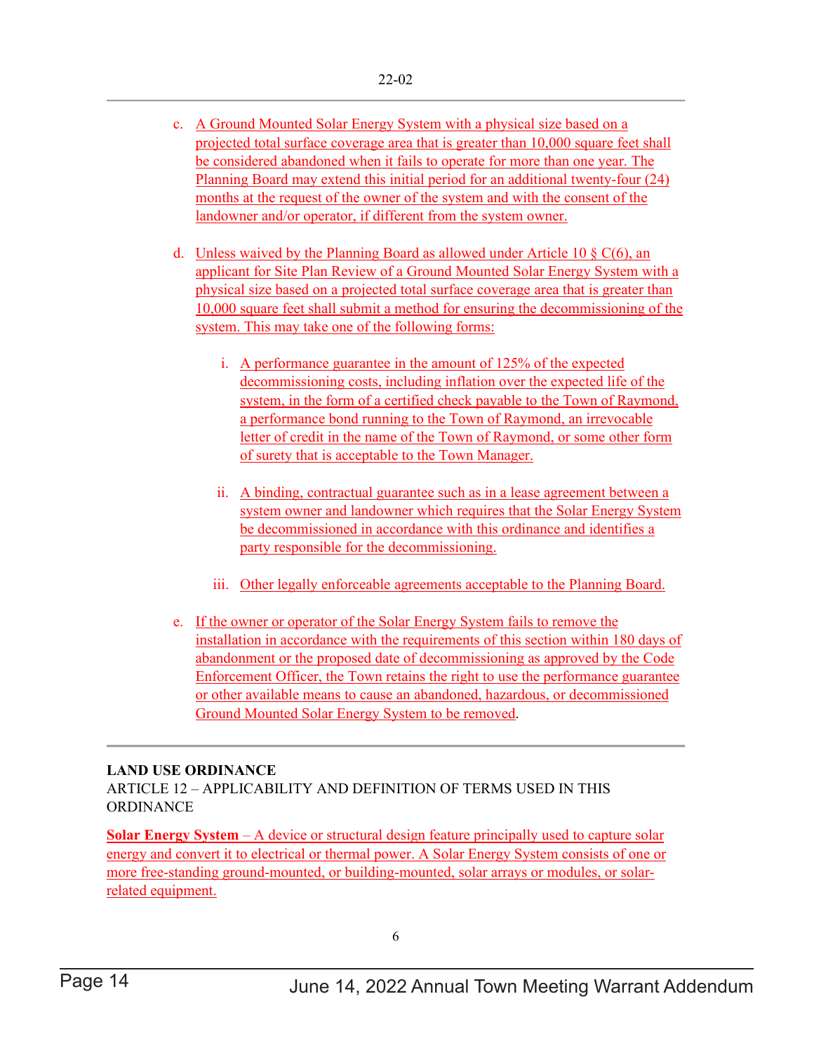c. A Ground Mounted Solar Energy System with a physical size based on a projected total surface coverage area that is greater than 10,000 square feet shall be considered abandoned when it fails to operate for more than one year. The Planning Board may extend this initial period for an additional twenty-four (24) months at the request of the owner of the system and with the consent of the landowner and/or operator, if different from the system owner.

d. Unless waived by the Planning Board as allowed under Article 10 § C(6), an applicant for Site Plan Review of a Ground Mounted Solar Energy System with a physical size based on a projected total surface coverage area that is greater than 10,000 square feet shall submit a method for ensuring the decommissioning of the system. This may take one of the following forms:

   i. A performance guarantee in the amount of 125% of the expected decommissioning costs, including inflation over the expected life of the system, in the form of a certified check payable to the Town of Raymond, a performance bond running to the Town of Raymond, an irrevocable letter of credit in the name of the Town of Raymond, or some other form of surety that is acceptable to the Town Manager.

   ii. A binding, contractual guarantee such as in a lease agreement between a system owner and landowner which requires that the Solar Energy System be decommissioned in accordance with this ordinance and identifies a party responsible for the decommissioning.

   iii. Other legally enforceable agreements acceptable to the Planning Board.

e. If the owner or operator of the Solar Energy System fails to remove the installation in accordance with the requirements of this section within 180 days of abandonment or the proposed date of decommissioning as approved by the Code Enforcement Officer, the Town retains the right to use the performance guarantee or other available means to cause an abandoned, hazardous, or decommissioned Ground Mounted Solar Energy System to be removed.

---

**LAND USE ORDINANCE**
ARTICLE 12 – APPLICABILITY AND DEFINITION OF TERMS USED IN THIS ORDINANCE

**Solar Energy System** – A device or structural design feature principally used to capture solar energy and convert it to electrical or thermal power. A Solar Energy System consists of one or more free-standing ground-mounted, or building-mounted, solar arrays or modules, or solar-related equipment.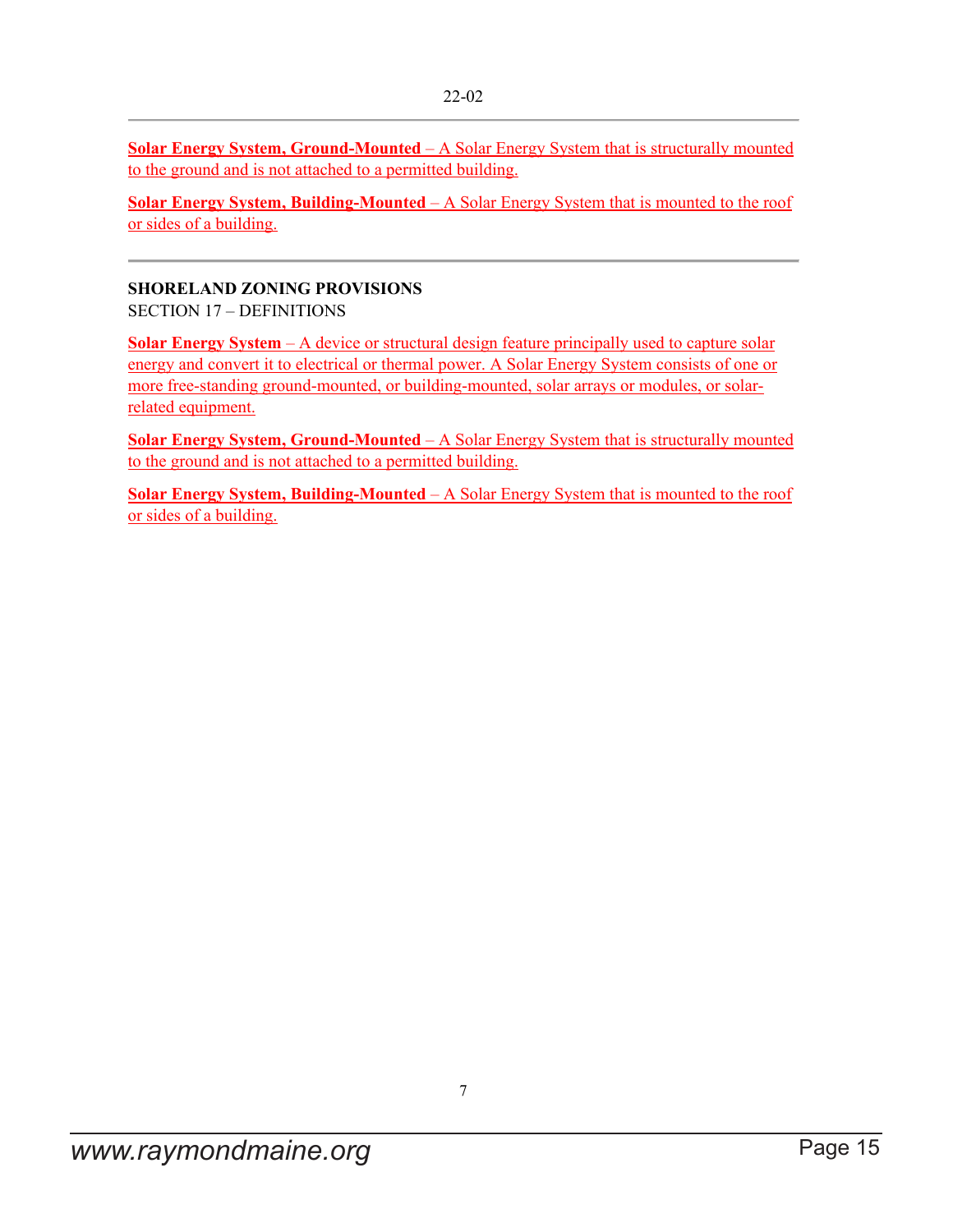**Solar Energy System, Ground-Mounted** – A Solar Energy System that is structurally mounted to the ground and is not attached to a permitted building.

**Solar Energy System, Building-Mounted** – A Solar Energy System that is mounted to the roof or sides of a building.

---

**SHORELAND ZONING PROVISIONS**
SECTION 17 – DEFINITIONS

**Solar Energy System** – A device or structural design feature principally used to capture solar energy and convert it to electrical or thermal power. A Solar Energy System consists of one or more free-standing ground-mounted, or building-mounted, solar arrays or modules, or solar-related equipment.

**Solar Energy System, Ground-Mounted** – A Solar Energy System that is structurally mounted to the ground and is not attached to a permitted building.

**Solar Energy System, Building-Mounted** – A Solar Energy System that is mounted to the roof or sides of a building.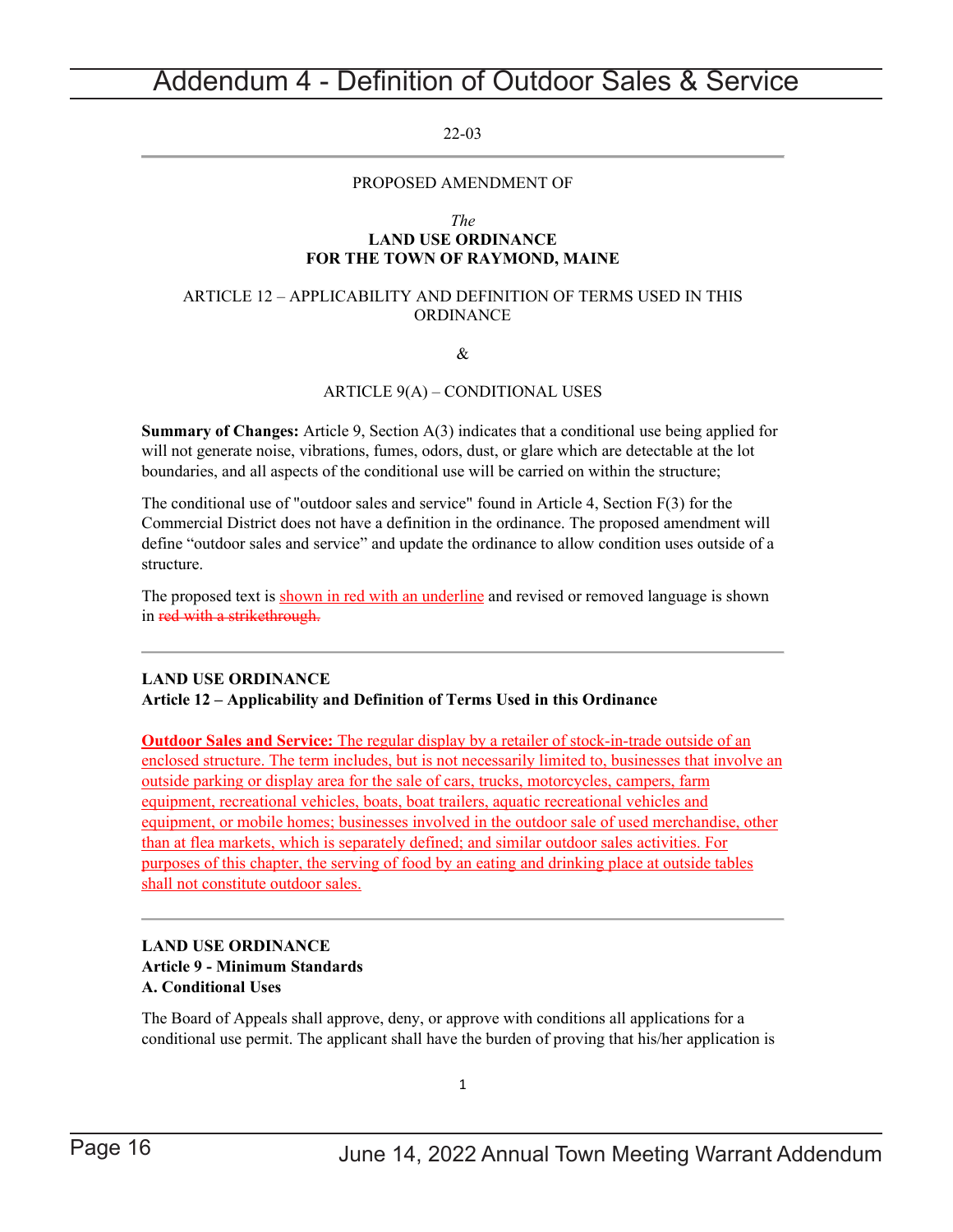# Addendum 4 - Definition of Outdoor Sales & Service

22-03

---

PROPOSED AMENDMENT OF

*The*
**LAND USE ORDINANCE**
**FOR THE TOWN OF RAYMOND, MAINE**

ARTICLE 12 – APPLICABILITY AND DEFINITION OF TERMS USED IN THIS ORDINANCE

&

ARTICLE 9(A) – CONDITIONAL USES

**Summary of Changes:** Article 9, Section A(3) indicates that a conditional use being applied for will not generate noise, vibrations, fumes, odors, dust, or glare which are detectable at the lot boundaries, and all aspects of the conditional use will be carried on within the structure;

The conditional use of "outdoor sales and service" found in Article 4, Section F(3) for the Commercial District does not have a definition in the ordinance. The proposed amendment will define "outdoor sales and service" and update the ordinance to allow condition uses outside of a structure.

The proposed text is <u>shown in red with an underline</u> and revised or removed language is shown in ~~red with a strikethrough.~~

---

**LAND USE ORDINANCE**
**Article 12 – Applicability and Definition of Terms Used in this Ordinance**

<u>**Outdoor Sales and Service:** The regular display by a retailer of stock-in-trade outside of an enclosed structure. The term includes, but is not necessarily limited to, businesses that involve an outside parking or display area for the sale of cars, trucks, motorcycles, campers, farm equipment, recreational vehicles, boats, boat trailers, aquatic recreational vehicles and equipment, or mobile homes; businesses involved in the outdoor sale of used merchandise, other than at flea markets, which is separately defined; and similar outdoor sales activities. For purposes of this chapter, the serving of food by an eating and drinking place at outside tables shall not constitute outdoor sales.</u>

---

**LAND USE ORDINANCE**
**Article 9 - Minimum Standards**
**A. Conditional Uses**

The Board of Appeals shall approve, deny, or approve with conditions all applications for a conditional use permit. The applicant shall have the burden of proving that his/her application is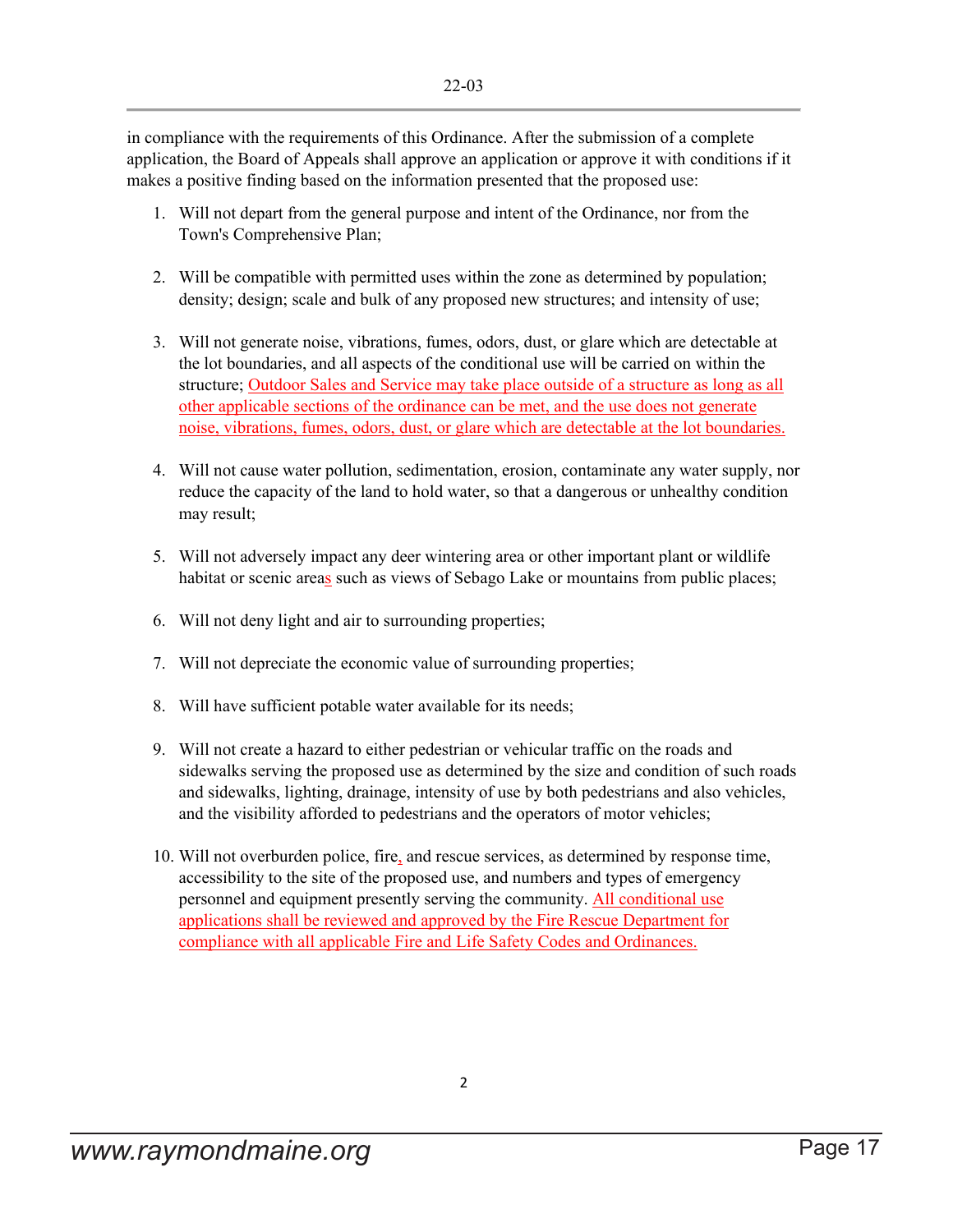in compliance with the requirements of this Ordinance. After the submission of a complete application, the Board of Appeals shall approve an application or approve it with conditions if it makes a positive finding based on the information presented that the proposed use:

1. Will not depart from the general purpose and intent of the Ordinance, nor from the Town's Comprehensive Plan;

2. Will be compatible with permitted uses within the zone as determined by population; density; design; scale and bulk of any proposed new structures; and intensity of use;

3. Will not generate noise, vibrations, fumes, odors, dust, or glare which are detectable at the lot boundaries, and all aspects of the conditional use will be carried on within the structure; Outdoor Sales and Service may take place outside of a structure as long as all other applicable sections of the ordinance can be met, and the use does not generate noise, vibrations, fumes, odors, dust, or glare which are detectable at the lot boundaries.

4. Will not cause water pollution, sedimentation, erosion, contaminate any water supply, nor reduce the capacity of the land to hold water, so that a dangerous or unhealthy condition may result;

5. Will not adversely impact any deer wintering area or other important plant or wildlife habitat or scenic areas such as views of Sebago Lake or mountains from public places;

6. Will not deny light and air to surrounding properties;

7. Will not depreciate the economic value of surrounding properties;

8. Will have sufficient potable water available for its needs;

9. Will not create a hazard to either pedestrian or vehicular traffic on the roads and sidewalks serving the proposed use as determined by the size and condition of such roads and sidewalks, lighting, drainage, intensity of use by both pedestrians and also vehicles, and the visibility afforded to pedestrians and the operators of motor vehicles;

10. Will not overburden police, fire, and rescue services, as determined by response time, accessibility to the site of the proposed use, and numbers and types of emergency personnel and equipment presently serving the community. All conditional use applications shall be reviewed and approved by the Fire Rescue Department for compliance with all applicable Fire and Life Safety Codes and Ordinances.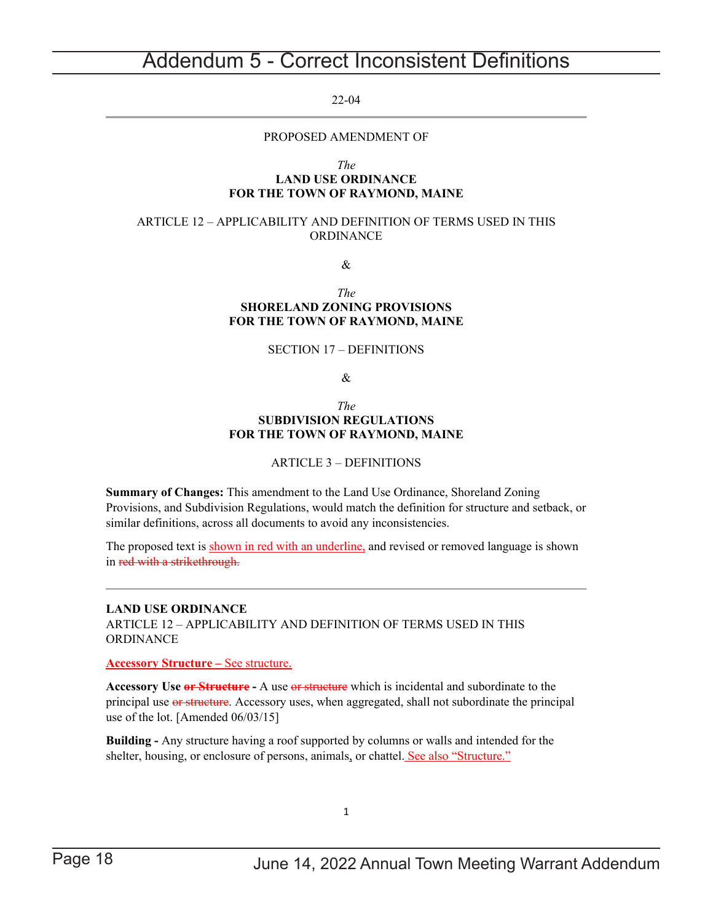# Addendum 5 - Correct Inconsistent Definitions

22-04

---

PROPOSED AMENDMENT OF

*The*
**LAND USE ORDINANCE**
**FOR THE TOWN OF RAYMOND, MAINE**

ARTICLE 12 – APPLICABILITY AND DEFINITION OF TERMS USED IN THIS ORDINANCE

&

*The*
**SHORELAND ZONING PROVISIONS**
**FOR THE TOWN OF RAYMOND, MAINE**

SECTION 17 – DEFINITIONS

&

*The*
**SUBDIVISION REGULATIONS**
**FOR THE TOWN OF RAYMOND, MAINE**

ARTICLE 3 – DEFINITIONS

**Summary of Changes:** This amendment to the Land Use Ordinance, Shoreland Zoning Provisions, and Subdivision Regulations, would match the definition for structure and setback, or similar definitions, across all documents to avoid any inconsistencies.

The proposed text is <u>shown in red with an underline,</u> and revised or removed language is shown in ~~red with a strikethrough.~~

---

**LAND USE ORDINANCE**
ARTICLE 12 – APPLICABILITY AND DEFINITION OF TERMS USED IN THIS ORDINANCE

<u>**Accessory Structure –** See structure.</u>

**Accessory Use ~~or Structure~~ -** A use ~~or structure~~ which is incidental and subordinate to the principal use ~~or structure~~. Accessory uses, when aggregated, shall not subordinate the principal use of the lot. [Amended 06/03/15]

**Building -** Any structure having a roof supported by columns or walls and intended for the shelter, housing, or enclosure of persons, animals, or chattel. <u>See also "Structure."</u>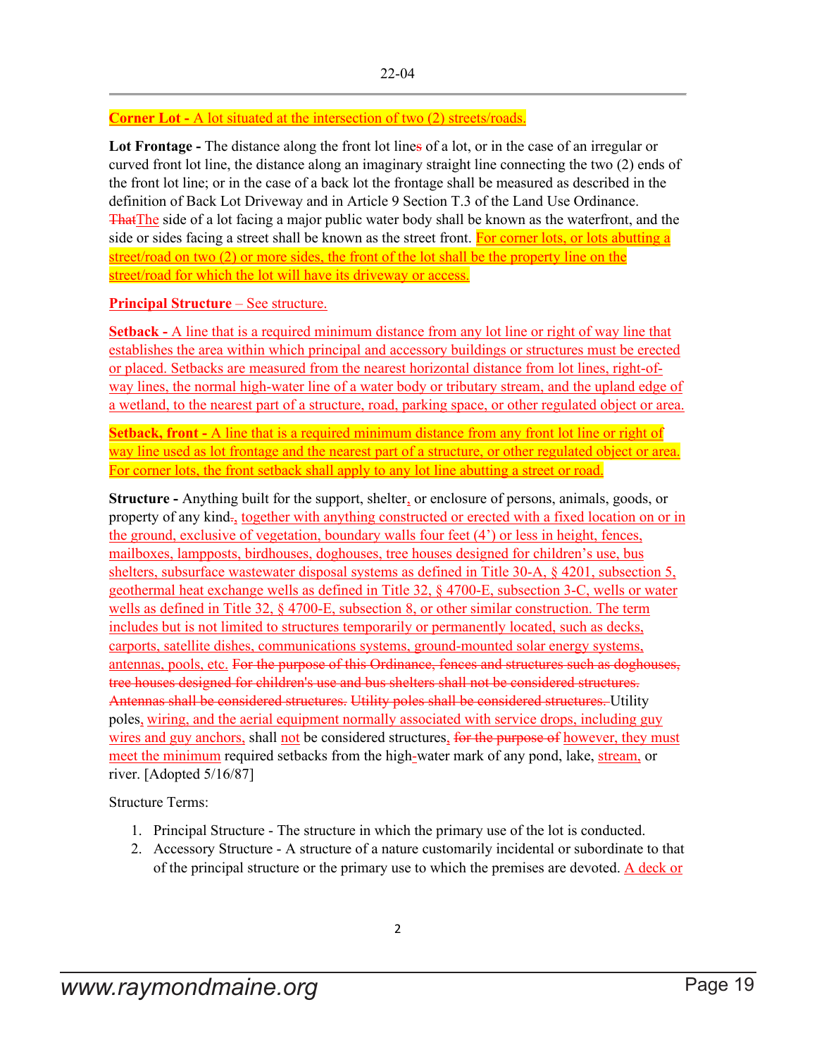**Corner Lot -** A lot situated at the intersection of two (2) streets/roads.

**Lot Frontage -** The distance along the front lot lines of a lot, or in the case of an irregular or curved front lot line, the distance along an imaginary straight line connecting the two (2) ends of the front lot line; or in the case of a back lot the frontage shall be measured as described in the definition of Back Lot Driveway and in Article 9 Section T.3 of the Land Use Ordinance. ThatThe side of a lot facing a major public water body shall be known as the waterfront, and the side or sides facing a street shall be known as the street front. For corner lots, or lots abutting a street/road on two (2) or more sides, the front of the lot shall be the property line on the street/road for which the lot will have its driveway or access.

**Principal Structure** – See structure.

**Setback -** A line that is a required minimum distance from any lot line or right of way line that establishes the area within which principal and accessory buildings or structures must be erected or placed. Setbacks are measured from the nearest horizontal distance from lot lines, right-of-way lines, the normal high-water line of a water body or tributary stream, and the upland edge of a wetland, to the nearest part of a structure, road, parking space, or other regulated object or area.

**Setback, front -** A line that is a required minimum distance from any front lot line or right of way line used as lot frontage and the nearest part of a structure, or other regulated object or area. For corner lots, the front setback shall apply to any lot line abutting a street or road.

**Structure -** Anything built for the support, shelter, or enclosure of persons, animals, goods, or property of any kind., together with anything constructed or erected with a fixed location on or in the ground, exclusive of vegetation, boundary walls four feet (4') or less in height, fences, mailboxes, lampposts, birdhouses, doghouses, tree houses designed for children's use, bus shelters, subsurface wastewater disposal systems as defined in Title 30-A, § 4201, subsection 5, geothermal heat exchange wells as defined in Title 32, § 4700-E, subsection 3-C, wells or water wells as defined in Title 32, § 4700-E, subsection 8, or other similar construction. The term includes but is not limited to structures temporarily or permanently located, such as decks, carports, satellite dishes, communications systems, ground-mounted solar energy systems, antennas, pools, etc. ~~For the purpose of this Ordinance, fences and structures such as doghouses, tree houses designed for children's use and bus shelters shall not be considered structures. Antennas shall be considered structures. Utility poles shall be considered structures.~~ Utility poles, wiring, and the aerial equipment normally associated with service drops, including guy wires and guy anchors, shall not be considered structures, ~~for the purpose of~~ however, they must meet the minimum required setbacks from the high-water mark of any pond, lake, stream, or river. [Adopted 5/16/87]

Structure Terms:

1. Principal Structure - The structure in which the primary use of the lot is conducted.
2. Accessory Structure - A structure of a nature customarily incidental or subordinate to that of the principal structure or the primary use to which the premises are devoted. A deck or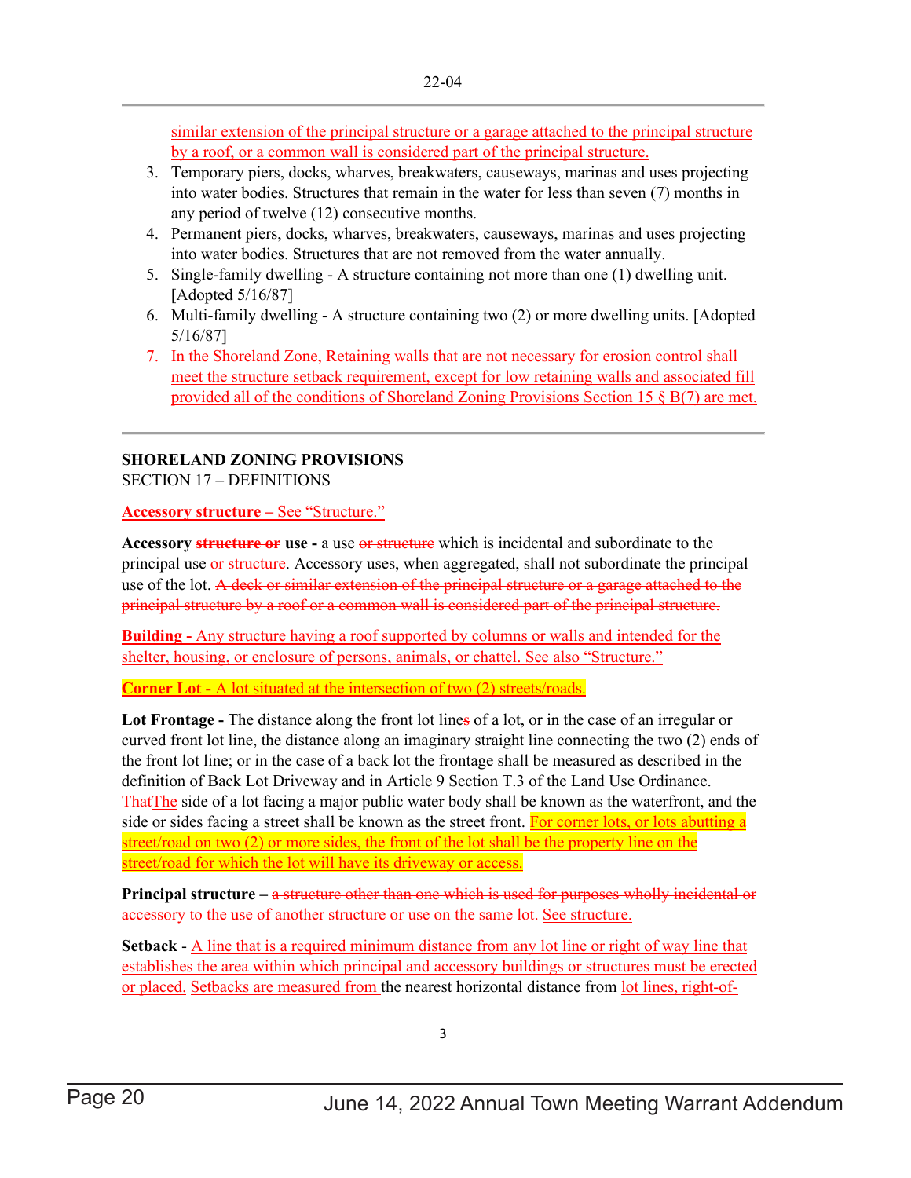similar extension of the principal structure or a garage attached to the principal structure by a roof, or a common wall is considered part of the principal structure.

3. Temporary piers, docks, wharves, breakwaters, causeways, marinas and uses projecting into water bodies. Structures that remain in the water for less than seven (7) months in any period of twelve (12) consecutive months.
4. Permanent piers, docks, wharves, breakwaters, causeways, marinas and uses projecting into water bodies. Structures that are not removed from the water annually.
5. Single-family dwelling - A structure containing not more than one (1) dwelling unit. [Adopted 5/16/87]
6. Multi-family dwelling - A structure containing two (2) or more dwelling units. [Adopted 5/16/87]
7. In the Shoreland Zone, Retaining walls that are not necessary for erosion control shall meet the structure setback requirement, except for low retaining walls and associated fill provided all of the conditions of Shoreland Zoning Provisions Section 15 § B(7) are met.

---

**SHORELAND ZONING PROVISIONS**
SECTION 17 – DEFINITIONS

**Accessory structure** – See "Structure."

**Accessory ~~structure or~~ use -** a use ~~or structure~~ which is incidental and subordinate to the principal use ~~or structure~~. Accessory uses, when aggregated, shall not subordinate the principal use of the lot. ~~A deck or similar extension of the principal structure or a garage attached to the principal structure by a roof or a common wall is considered part of the principal structure.~~

**Building -** Any structure having a roof supported by columns or walls and intended for the shelter, housing, or enclosure of persons, animals, or chattel. See also "Structure."

**Corner Lot -** A lot situated at the intersection of two (2) streets/roads.

**Lot Frontage -** The distance along the front lot line~~s~~ of a lot, or in the case of an irregular or curved front lot line, the distance along an imaginary straight line connecting the two (2) ends of the front lot line; or in the case of a back lot the frontage shall be measured as described in the definition of Back Lot Driveway and in Article 9 Section T.3 of the Land Use Ordinance. ~~That~~The side of a lot facing a major public water body shall be known as the waterfront, and the side or sides facing a street shall be known as the street front. For corner lots, or lots abutting a street/road on two (2) or more sides, the front of the lot shall be the property line on the street/road for which the lot will have its driveway or access.

**Principal structure** – ~~a structure other than one which is used for purposes wholly incidental or accessory to the use of another structure or use on the same lot.~~ See structure.

**Setback** - A line that is a required minimum distance from any lot line or right of way line that establishes the area within which principal and accessory buildings or structures must be erected or placed. Setbacks are measured from the nearest horizontal distance from lot lines, right-of-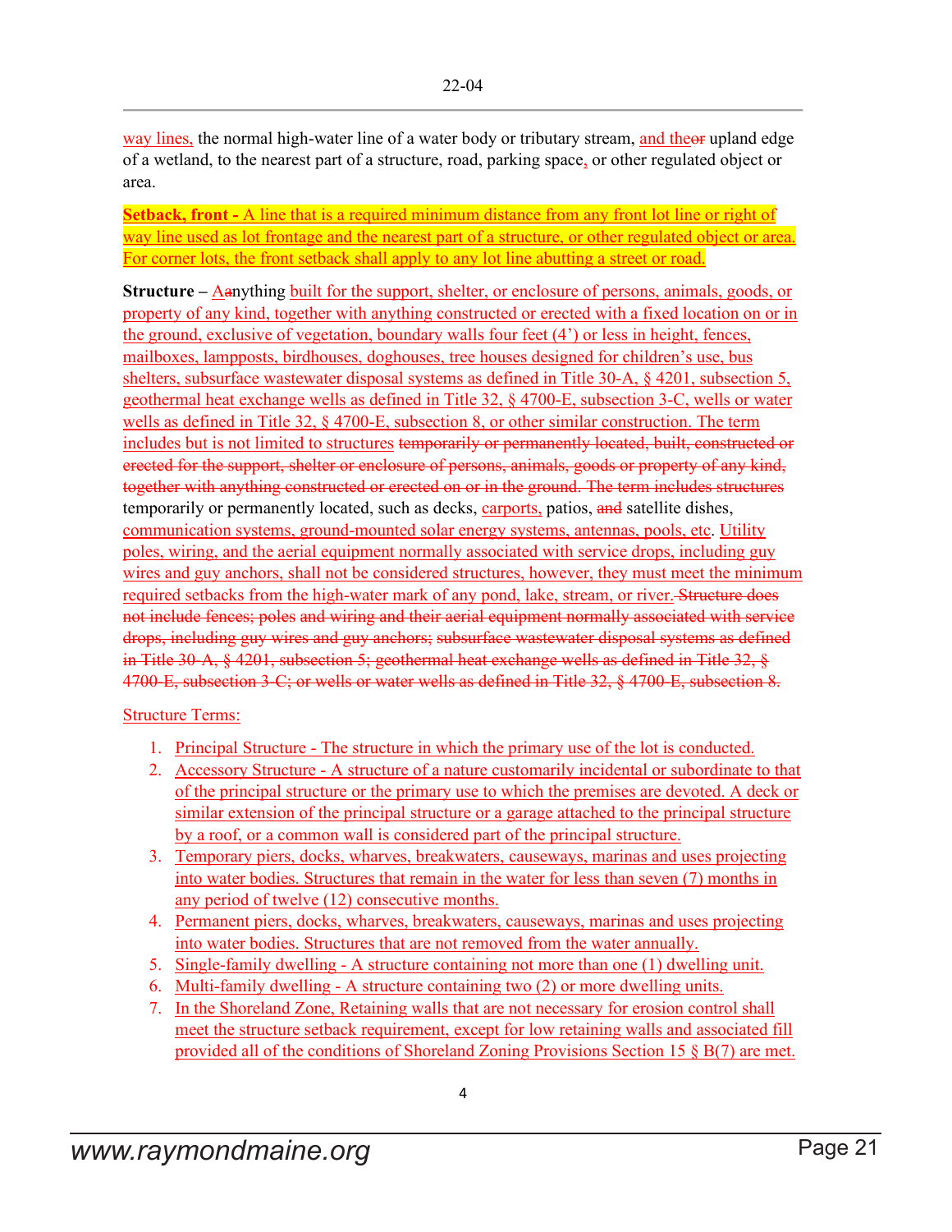way lines, the normal high-water line of a water body or tributary stream, and the~~or~~ upland edge of a wetland, to the nearest part of a structure, road, parking space, or other regulated object or area.

**Setback, front -** A line that is a required minimum distance from any front lot line or right of way line used as lot frontage and the nearest part of a structure, or other regulated object or area. For corner lots, the front setback shall apply to any lot line abutting a street or road.

**Structure** – A~~a~~nything built for the support, shelter, or enclosure of persons, animals, goods, or property of any kind, together with anything constructed or erected with a fixed location on or in the ground, exclusive of vegetation, boundary walls four feet (4') or less in height, fences, mailboxes, lampposts, birdhouses, doghouses, tree houses designed for children's use, bus shelters, subsurface wastewater disposal systems as defined in Title 30-A, § 4201, subsection 5, geothermal heat exchange wells as defined in Title 32, § 4700-E, subsection 3-C, wells or water wells as defined in Title 32, § 4700-E, subsection 8, or other similar construction. The term includes but is not limited to structures ~~temporarily or permanently located, built, constructed or erected for the support, shelter or enclosure of persons, animals, goods or property of any kind, together with anything constructed or erected on or in the ground. The term includes structures~~ temporarily or permanently located, such as decks, carports, patios, ~~and~~ satellite dishes, communication systems, ground-mounted solar energy systems, antennas, pools, etc. Utility poles, wiring, and the aerial equipment normally associated with service drops, including guy wires and guy anchors, shall not be considered structures, however, they must meet the minimum required setbacks from the high-water mark of any pond, lake, stream, or river. ~~Structure does not include fences; poles and wiring and their aerial equipment normally associated with service drops, including guy wires and guy anchors; subsurface wastewater disposal systems as defined in Title 30-A, § 4201, subsection 5; geothermal heat exchange wells as defined in Title 32, § 4700-E, subsection 3-C; or wells or water wells as defined in Title 32, § 4700-E, subsection 8.~~

Structure Terms:

1. Principal Structure - The structure in which the primary use of the lot is conducted.
2. Accessory Structure - A structure of a nature customarily incidental or subordinate to that of the principal structure or the primary use to which the premises are devoted. A deck or similar extension of the principal structure or a garage attached to the principal structure by a roof, or a common wall is considered part of the principal structure.
3. Temporary piers, docks, wharves, breakwaters, causeways, marinas and uses projecting into water bodies. Structures that remain in the water for less than seven (7) months in any period of twelve (12) consecutive months.
4. Permanent piers, docks, wharves, breakwaters, causeways, marinas and uses projecting into water bodies. Structures that are not removed from the water annually.
5. Single-family dwelling - A structure containing not more than one (1) dwelling unit.
6. Multi-family dwelling - A structure containing two (2) or more dwelling units.
7. In the Shoreland Zone, Retaining walls that are not necessary for erosion control shall meet the structure setback requirement, except for low retaining walls and associated fill provided all of the conditions of Shoreland Zoning Provisions Section 15 § B(7) are met.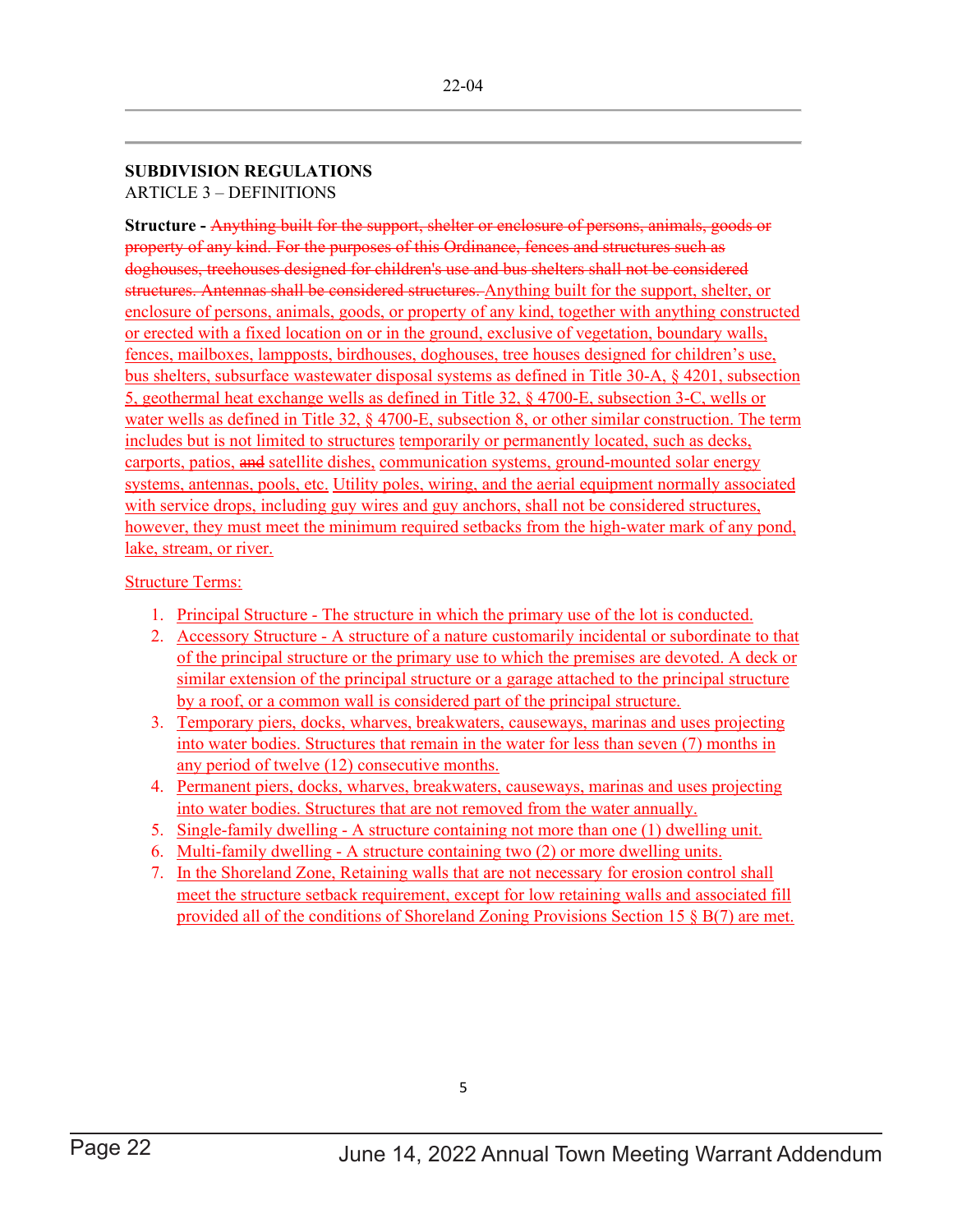22-04

**SUBDIVISION REGULATIONS**
ARTICLE 3 – DEFINITIONS

**Structure -** ~~Anything built for the support, shelter or enclosure of persons, animals, goods or property of any kind. For the purposes of this Ordinance, fences and structures such as doghouses, treehouses designed for children's use and bus shelters shall not be considered structures. Antennas shall be considered structures.~~ Anything built for the support, shelter, or enclosure of persons, animals, goods, or property of any kind, together with anything constructed or erected with a fixed location on or in the ground, exclusive of vegetation, boundary walls, fences, mailboxes, lampposts, birdhouses, doghouses, tree houses designed for children's use, bus shelters, subsurface wastewater disposal systems as defined in Title 30-A, § 4201, subsection 5, geothermal heat exchange wells as defined in Title 32, § 4700-E, subsection 3-C, wells or water wells as defined in Title 32, § 4700-E, subsection 8, or other similar construction. The term includes but is not limited to structures temporarily or permanently located, such as decks, carports, patios, ~~and~~ satellite dishes, communication systems, ground-mounted solar energy systems, antennas, pools, etc. Utility poles, wiring, and the aerial equipment normally associated with service drops, including guy wires and guy anchors, shall not be considered structures, however, they must meet the minimum required setbacks from the high-water mark of any pond, lake, stream, or river.

Structure Terms:

1. Principal Structure - The structure in which the primary use of the lot is conducted.
2. Accessory Structure - A structure of a nature customarily incidental or subordinate to that of the principal structure or the primary use to which the premises are devoted. A deck or similar extension of the principal structure or a garage attached to the principal structure by a roof, or a common wall is considered part of the principal structure.
3. Temporary piers, docks, wharves, breakwaters, causeways, marinas and uses projecting into water bodies. Structures that remain in the water for less than seven (7) months in any period of twelve (12) consecutive months.
4. Permanent piers, docks, wharves, breakwaters, causeways, marinas and uses projecting into water bodies. Structures that are not removed from the water annually.
5. Single-family dwelling - A structure containing not more than one (1) dwelling unit.
6. Multi-family dwelling - A structure containing two (2) or more dwelling units.
7. In the Shoreland Zone, Retaining walls that are not necessary for erosion control shall meet the structure setback requirement, except for low retaining walls and associated fill provided all of the conditions of Shoreland Zoning Provisions Section 15 § B(7) are met.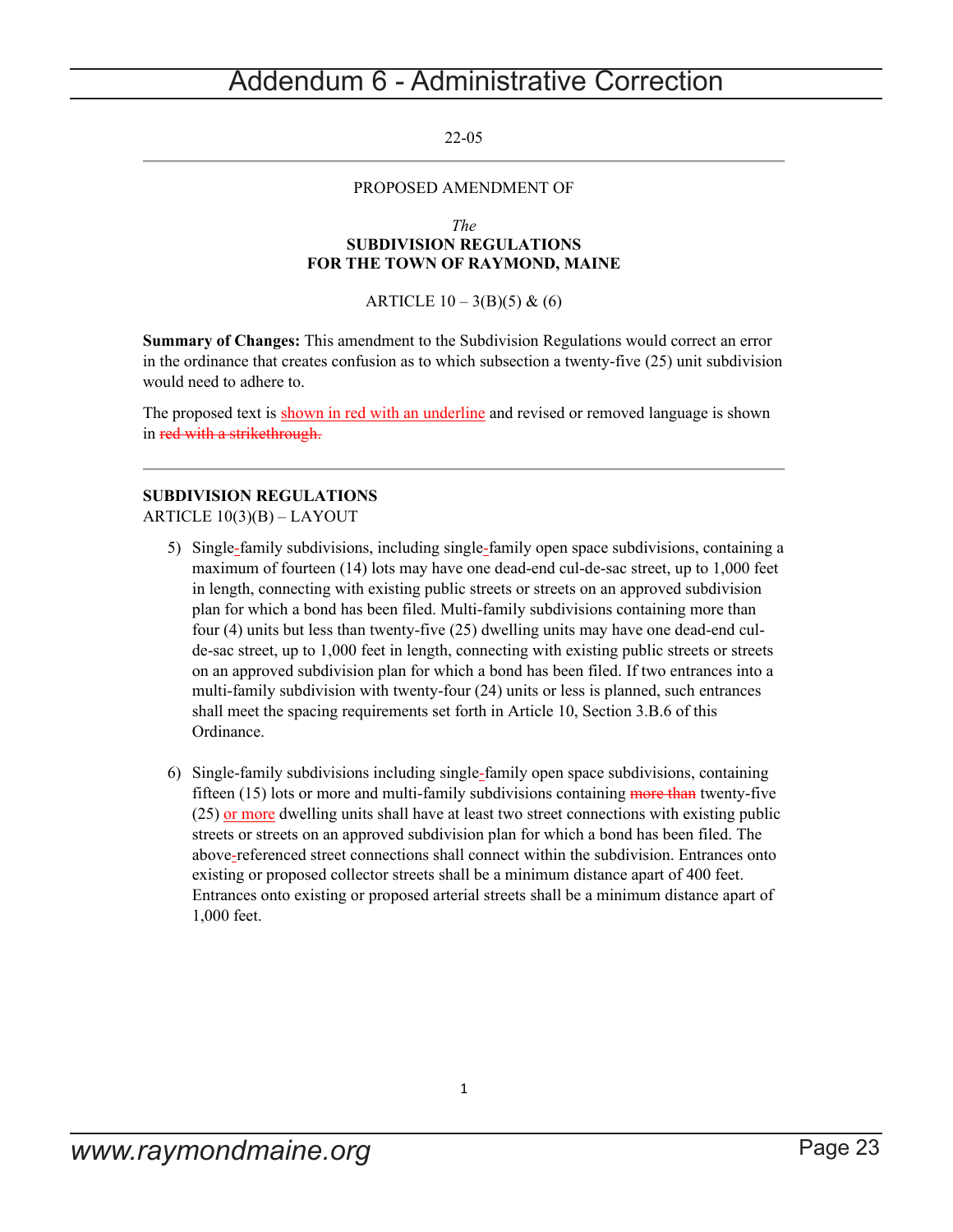# Addendum 6 - Administrative Correction

22-05

---

PROPOSED AMENDMENT OF

*The*
**SUBDIVISION REGULATIONS**
**FOR THE TOWN OF RAYMOND, MAINE**

ARTICLE 10 – 3(B)(5) & (6)

**Summary of Changes:** This amendment to the Subdivision Regulations would correct an error in the ordinance that creates confusion as to which subsection a twenty-five (25) unit subdivision would need to adhere to.

The proposed text is <u>shown in red with an underline</u> and revised or removed language is shown in ~~red with a strikethrough.~~

---

**SUBDIVISION REGULATIONS**
ARTICLE 10(3)(B) – LAYOUT

5) Single-family subdivisions, including single-family open space subdivisions, containing a maximum of fourteen (14) lots may have one dead-end cul-de-sac street, up to 1,000 feet in length, connecting with existing public streets or streets on an approved subdivision plan for which a bond has been filed. Multi-family subdivisions containing more than four (4) units but less than twenty-five (25) dwelling units may have one dead-end cul-de-sac street, up to 1,000 feet in length, connecting with existing public streets or streets on an approved subdivision plan for which a bond has been filed. If two entrances into a multi-family subdivision with twenty-four (24) units or less is planned, such entrances shall meet the spacing requirements set forth in Article 10, Section 3.B.6 of this Ordinance.

6) Single-family subdivisions including single-family open space subdivisions, containing fifteen (15) lots or more and multi-family subdivisions containing ~~more than~~ twenty-five (25) <u>or more</u> dwelling units shall have at least two street connections with existing public streets or streets on an approved subdivision plan for which a bond has been filed. The above-referenced street connections shall connect within the subdivision. Entrances onto existing or proposed collector streets shall be a minimum distance apart of 400 feet. Entrances onto existing or proposed arterial streets shall be a minimum distance apart of 1,000 feet.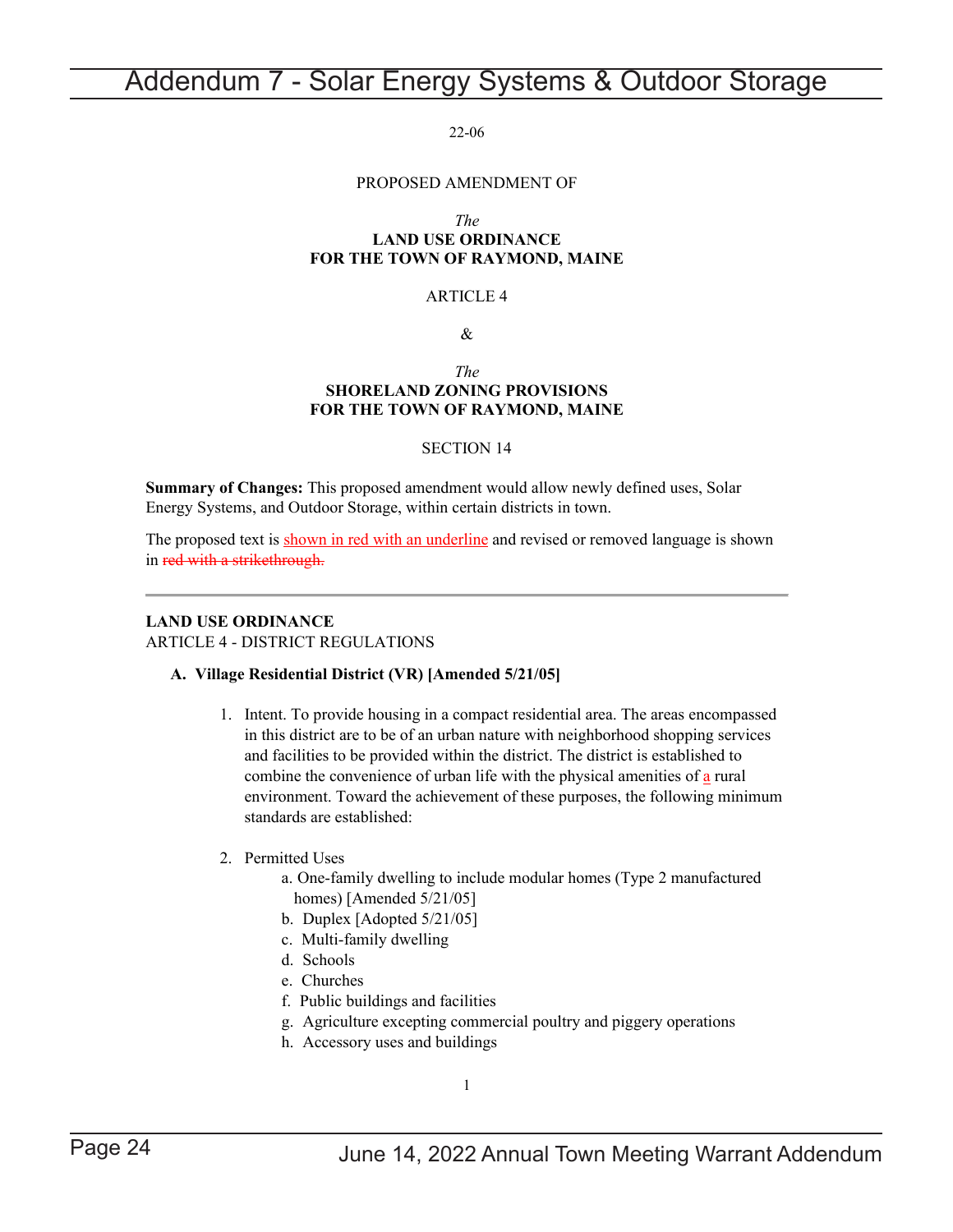# Addendum 7 - Solar Energy Systems & Outdoor Storage

22-06

PROPOSED AMENDMENT OF

*The*
**LAND USE ORDINANCE**
**FOR THE TOWN OF RAYMOND, MAINE**

ARTICLE 4

&

*The*
**SHORELAND ZONING PROVISIONS**
**FOR THE TOWN OF RAYMOND, MAINE**

SECTION 14

**Summary of Changes:** This proposed amendment would allow newly defined uses, Solar Energy Systems, and Outdoor Storage, within certain districts in town.

The proposed text is <u>shown in red with an underline</u> and revised or removed language is shown in ~~red with a strikethrough.~~

---

**LAND USE ORDINANCE**
ARTICLE 4 - DISTRICT REGULATIONS

**A. Village Residential District (VR) [Amended 5/21/05]**

1. Intent. To provide housing in a compact residential area. The areas encompassed in this district are to be of an urban nature with neighborhood shopping services and facilities to be provided within the district. The district is established to combine the convenience of urban life with the physical amenities of <u>a</u> rural environment. Toward the achievement of these purposes, the following minimum standards are established:

2. Permitted Uses
   a. One-family dwelling to include modular homes (Type 2 manufactured homes) [Amended 5/21/05]
   b. Duplex [Adopted 5/21/05]
   c. Multi-family dwelling
   d. Schools
   e. Churches
   f. Public buildings and facilities
   g. Agriculture excepting commercial poultry and piggery operations
   h. Accessory uses and buildings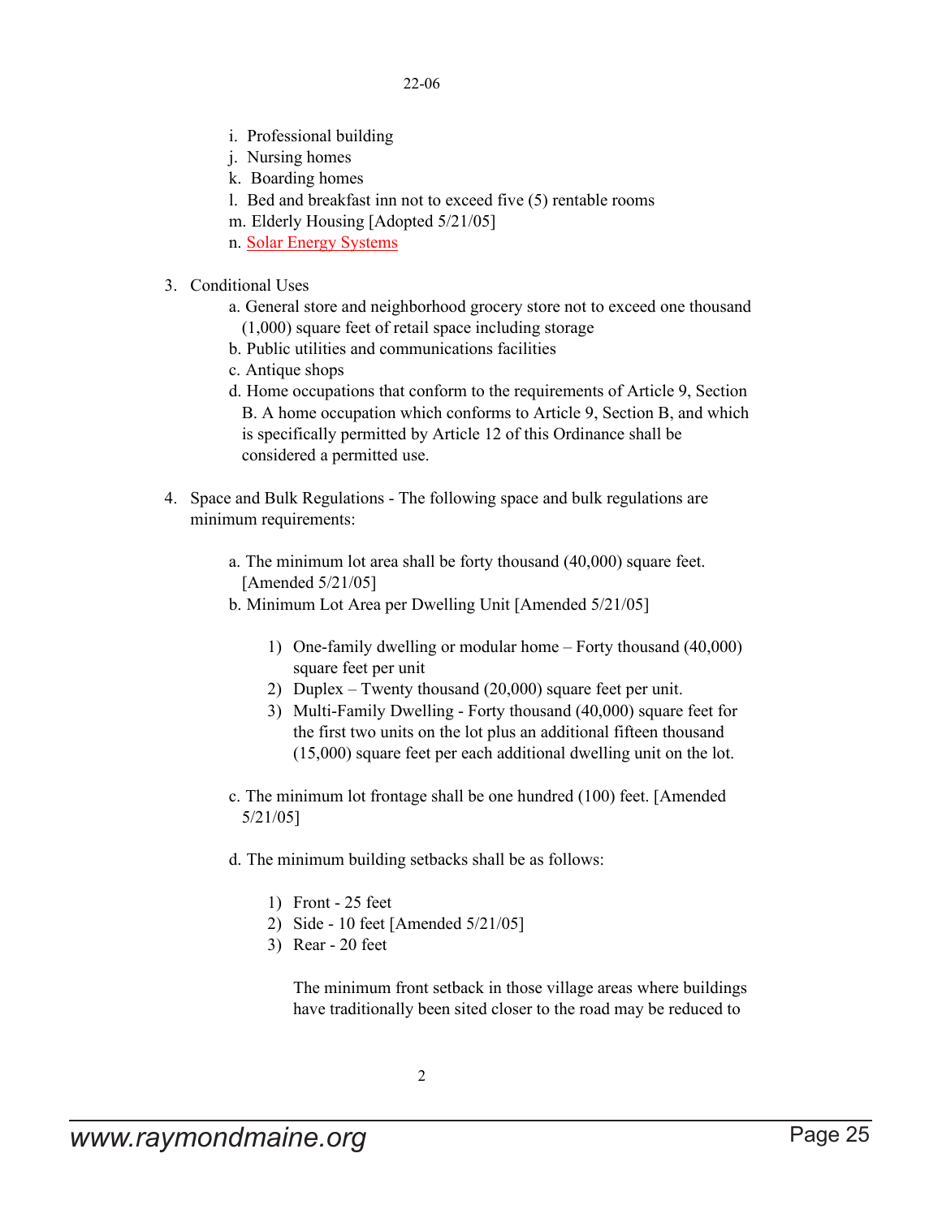i. Professional building
j. Nursing homes
k. Boarding homes
l. Bed and breakfast inn not to exceed five (5) rentable rooms
m. Elderly Housing [Adopted 5/21/05]
n. Solar Energy Systems

3. Conditional Uses
   a. General store and neighborhood grocery store not to exceed one thousand (1,000) square feet of retail space including storage
   b. Public utilities and communications facilities
   c. Antique shops
   d. Home occupations that conform to the requirements of Article 9, Section B. A home occupation which conforms to Article 9, Section B, and which is specifically permitted by Article 12 of this Ordinance shall be considered a permitted use.

4. Space and Bulk Regulations - The following space and bulk regulations are minimum requirements:

   a. The minimum lot area shall be forty thousand (40,000) square feet. [Amended 5/21/05]
   b. Minimum Lot Area per Dwelling Unit [Amended 5/21/05]

      1) One-family dwelling or modular home – Forty thousand (40,000) square feet per unit
      2) Duplex – Twenty thousand (20,000) square feet per unit.
      3) Multi-Family Dwelling - Forty thousand (40,000) square feet for the first two units on the lot plus an additional fifteen thousand (15,000) square feet per each additional dwelling unit on the lot.

   c. The minimum lot frontage shall be one hundred (100) feet. [Amended 5/21/05]

   d. The minimum building setbacks shall be as follows:

      1) Front - 25 feet
      2) Side - 10 feet [Amended 5/21/05]
      3) Rear - 20 feet

      The minimum front setback in those village areas where buildings have traditionally been sited closer to the road may be reduced to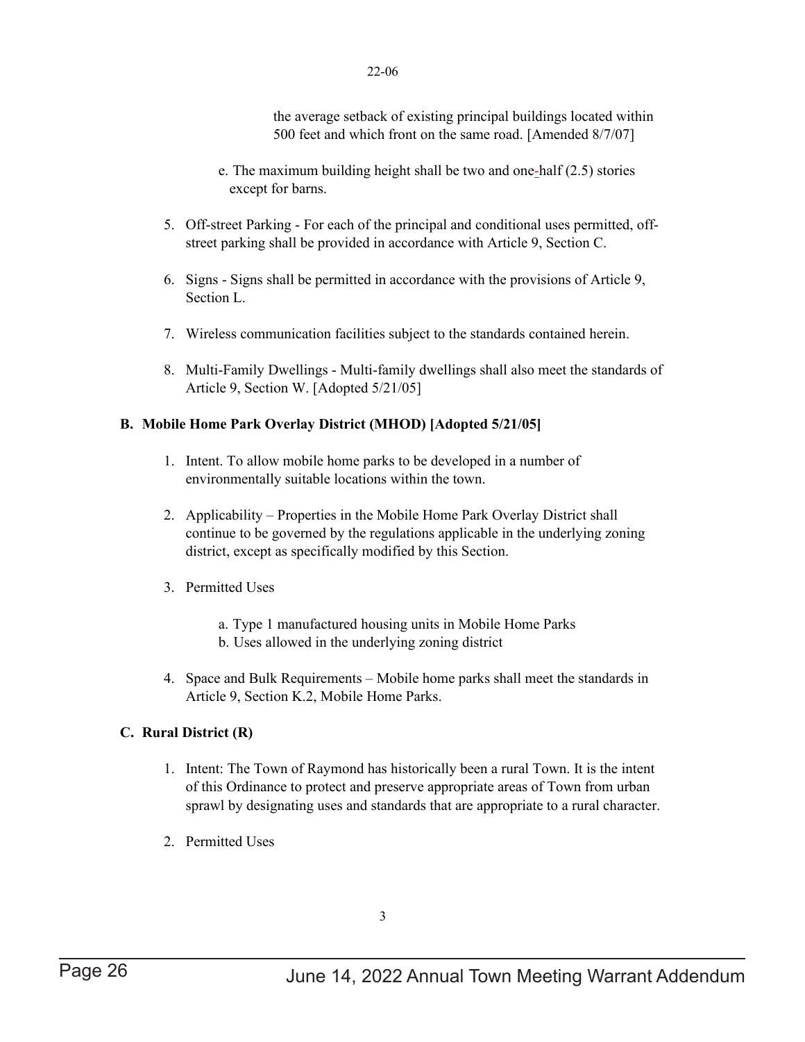the average setback of existing principal buildings located within 500 feet and which front on the same road. [Amended 8/7/07]

e. The maximum building height shall be two and one-half (2.5) stories except for barns.

5. Off-street Parking - For each of the principal and conditional uses permitted, off-street parking shall be provided in accordance with Article 9, Section C.

6. Signs - Signs shall be permitted in accordance with the provisions of Article 9, Section L.

7. Wireless communication facilities subject to the standards contained herein.

8. Multi-Family Dwellings - Multi-family dwellings shall also meet the standards of Article 9, Section W. [Adopted 5/21/05]

**B. Mobile Home Park Overlay District (MHOD) [Adopted 5/21/05]**

1. Intent. To allow mobile home parks to be developed in a number of environmentally suitable locations within the town.

2. Applicability – Properties in the Mobile Home Park Overlay District shall continue to be governed by the regulations applicable in the underlying zoning district, except as specifically modified by this Section.

3. Permitted Uses

   a. Type 1 manufactured housing units in Mobile Home Parks
   b. Uses allowed in the underlying zoning district

4. Space and Bulk Requirements – Mobile home parks shall meet the standards in Article 9, Section K.2, Mobile Home Parks.

**C. Rural District (R)**

1. Intent: The Town of Raymond has historically been a rural Town. It is the intent of this Ordinance to protect and preserve appropriate areas of Town from urban sprawl by designating uses and standards that are appropriate to a rural character.

2. Permitted Uses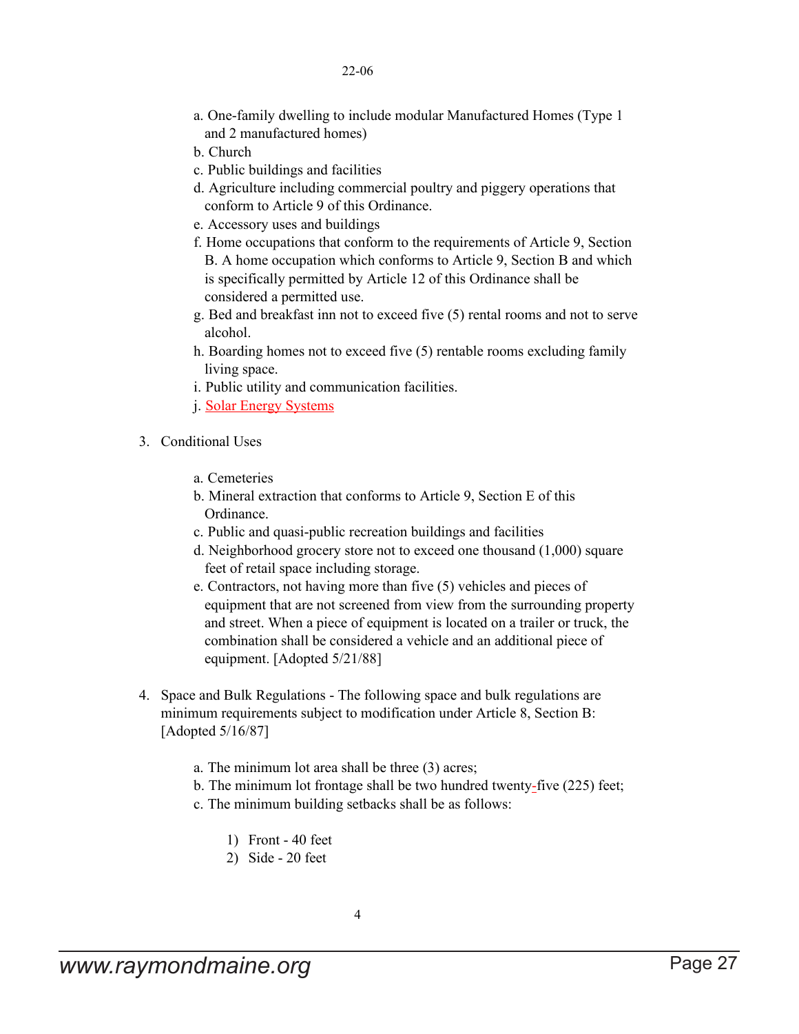a. One-family dwelling to include modular Manufactured Homes (Type 1 and 2 manufactured homes)
b. Church
c. Public buildings and facilities
d. Agriculture including commercial poultry and piggery operations that conform to Article 9 of this Ordinance.
e. Accessory uses and buildings
f. Home occupations that conform to the requirements of Article 9, Section B. A home occupation which conforms to Article 9, Section B and which is specifically permitted by Article 12 of this Ordinance shall be considered a permitted use.
g. Bed and breakfast inn not to exceed five (5) rental rooms and not to serve alcohol.
h. Boarding homes not to exceed five (5) rentable rooms excluding family living space.
i. Public utility and communication facilities.
j. Solar Energy Systems

3. Conditional Uses

   a. Cemeteries
   b. Mineral extraction that conforms to Article 9, Section E of this Ordinance.
   c. Public and quasi-public recreation buildings and facilities
   d. Neighborhood grocery store not to exceed one thousand (1,000) square feet of retail space including storage.
   e. Contractors, not having more than five (5) vehicles and pieces of equipment that are not screened from view from the surrounding property and street. When a piece of equipment is located on a trailer or truck, the combination shall be considered a vehicle and an additional piece of equipment. [Adopted 5/21/88]

4. Space and Bulk Regulations - The following space and bulk regulations are minimum requirements subject to modification under Article 8, Section B: [Adopted 5/16/87]

   a. The minimum lot area shall be three (3) acres;
   b. The minimum lot frontage shall be two hundred twenty-five (225) feet;
   c. The minimum building setbacks shall be as follows:

      1) Front - 40 feet
      2) Side - 20 feet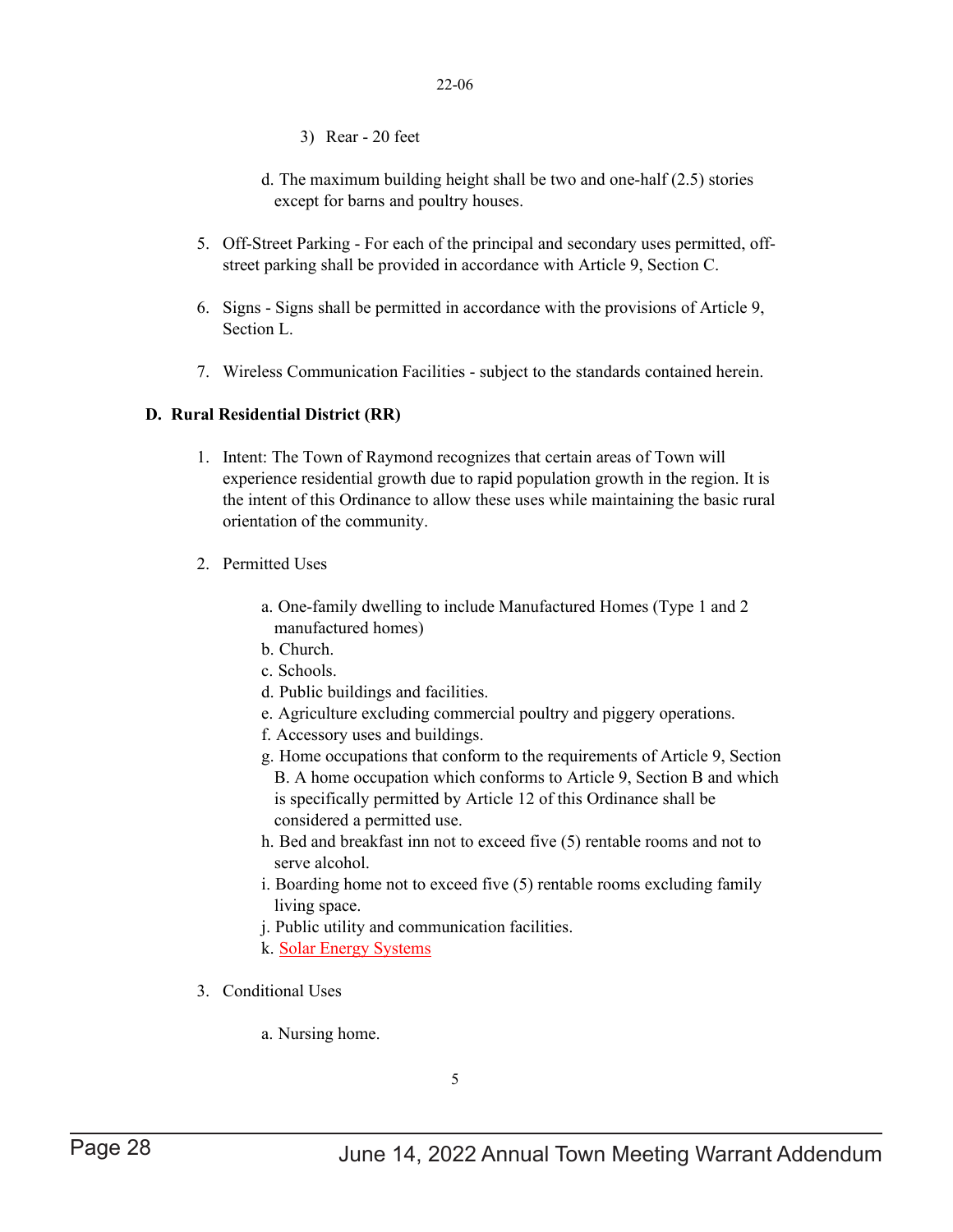3) Rear - 20 feet

d. The maximum building height shall be two and one-half (2.5) stories except for barns and poultry houses.

5. Off-Street Parking - For each of the principal and secondary uses permitted, off-street parking shall be provided in accordance with Article 9, Section C.

6. Signs - Signs shall be permitted in accordance with the provisions of Article 9, Section L.

7. Wireless Communication Facilities - subject to the standards contained herein.

**D. Rural Residential District (RR)**

1. Intent: The Town of Raymond recognizes that certain areas of Town will experience residential growth due to rapid population growth in the region. It is the intent of this Ordinance to allow these uses while maintaining the basic rural orientation of the community.

2. Permitted Uses

   a. One-family dwelling to include Manufactured Homes (Type 1 and 2 manufactured homes)
   b. Church.
   c. Schools.
   d. Public buildings and facilities.
   e. Agriculture excluding commercial poultry and piggery operations.
   f. Accessory uses and buildings.
   g. Home occupations that conform to the requirements of Article 9, Section B. A home occupation which conforms to Article 9, Section B and which is specifically permitted by Article 12 of this Ordinance shall be considered a permitted use.
   h. Bed and breakfast inn not to exceed five (5) rentable rooms and not to serve alcohol.
   i. Boarding home not to exceed five (5) rentable rooms excluding family living space.
   j. Public utility and communication facilities.
   k. Solar Energy Systems

3. Conditional Uses

   a. Nursing home.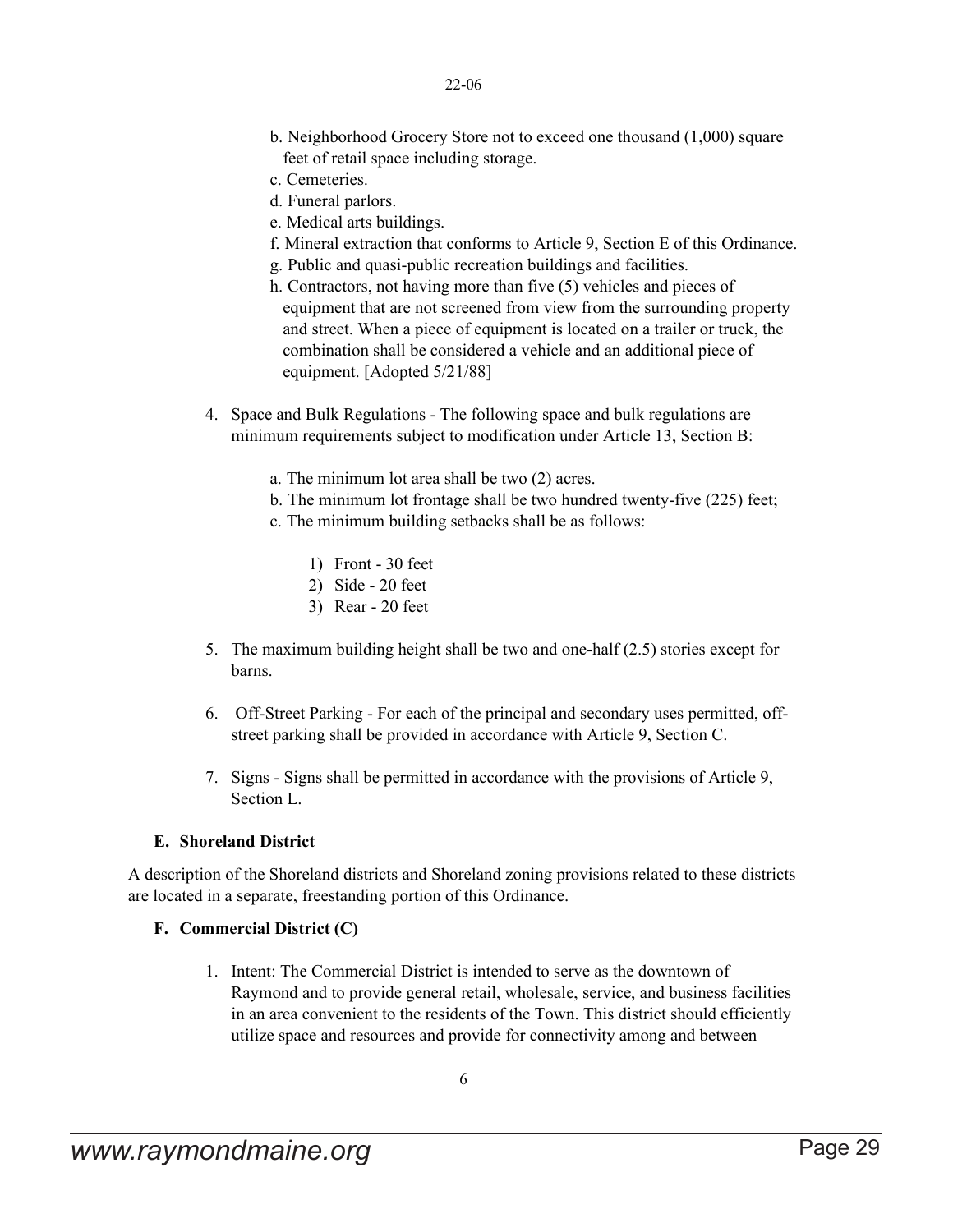b. Neighborhood Grocery Store not to exceed one thousand (1,000) square feet of retail space including storage.
c. Cemeteries.
d. Funeral parlors.
e. Medical arts buildings.
f. Mineral extraction that conforms to Article 9, Section E of this Ordinance.
g. Public and quasi-public recreation buildings and facilities.
h. Contractors, not having more than five (5) vehicles and pieces of equipment that are not screened from view from the surrounding property and street. When a piece of equipment is located on a trailer or truck, the combination shall be considered a vehicle and an additional piece of equipment. [Adopted 5/21/88]

4. Space and Bulk Regulations - The following space and bulk regulations are minimum requirements subject to modification under Article 13, Section B:

   a. The minimum lot area shall be two (2) acres.
   b. The minimum lot frontage shall be two hundred twenty-five (225) feet;
   c. The minimum building setbacks shall be as follows:

      1) Front - 30 feet
      2) Side - 20 feet
      3) Rear - 20 feet

5. The maximum building height shall be two and one-half (2.5) stories except for barns.

6. Off-Street Parking - For each of the principal and secondary uses permitted, off-street parking shall be provided in accordance with Article 9, Section C.

7. Signs - Signs shall be permitted in accordance with the provisions of Article 9, Section L.

**E. Shoreland District**

A description of the Shoreland districts and Shoreland zoning provisions related to these districts are located in a separate, freestanding portion of this Ordinance.

**F. Commercial District (C)**

1. Intent: The Commercial District is intended to serve as the downtown of Raymond and to provide general retail, wholesale, service, and business facilities in an area convenient to the residents of the Town. This district should efficiently utilize space and resources and provide for connectivity among and between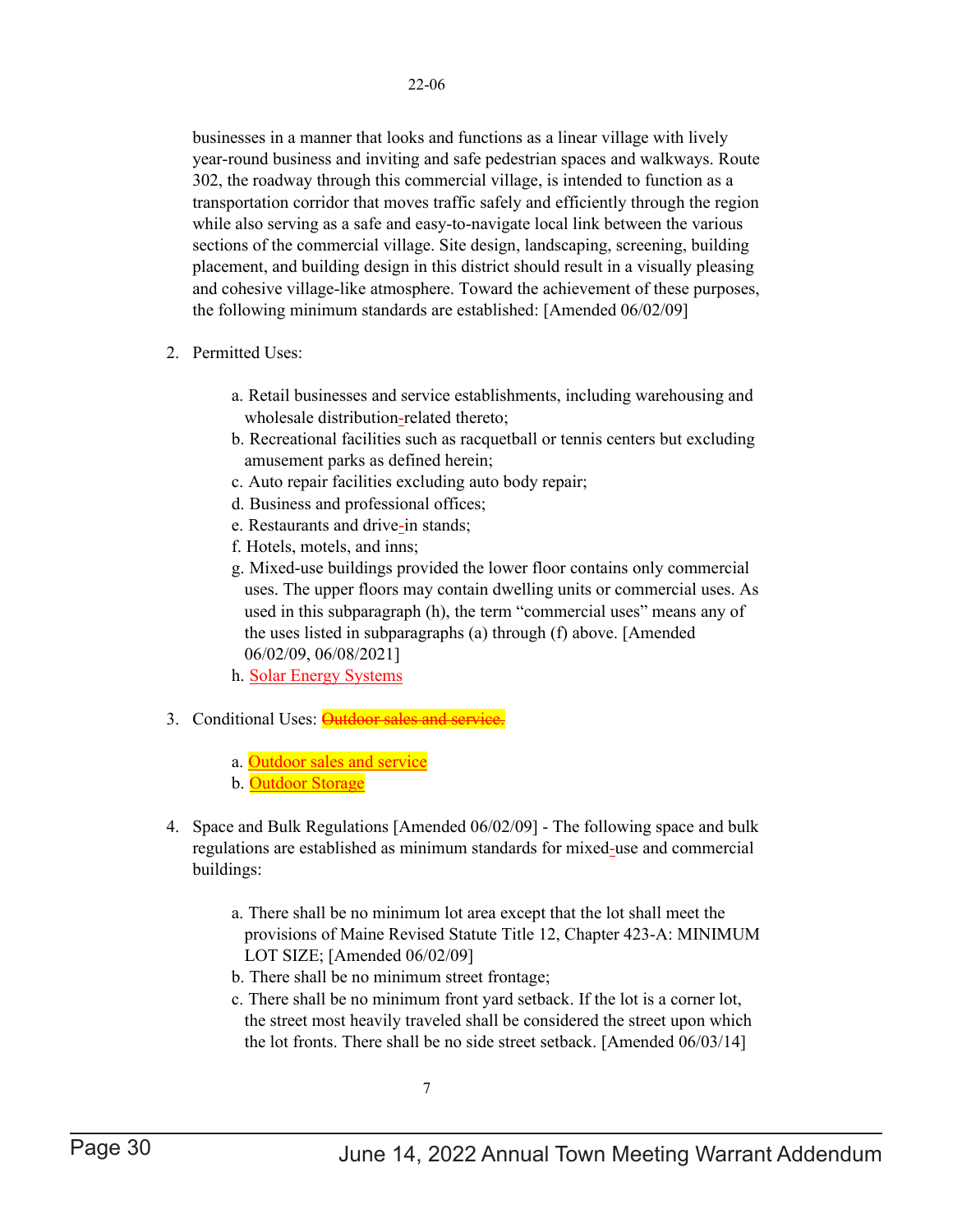businesses in a manner that looks and functions as a linear village with lively year-round business and inviting and safe pedestrian spaces and walkways. Route 302, the roadway through this commercial village, is intended to function as a transportation corridor that moves traffic safely and efficiently through the region while also serving as a safe and easy-to-navigate local link between the various sections of the commercial village. Site design, landscaping, screening, building placement, and building design in this district should result in a visually pleasing and cohesive village-like atmosphere. Toward the achievement of these purposes, the following minimum standards are established: [Amended 06/02/09]

2. Permitted Uses:

   a. Retail businesses and service establishments, including warehousing and wholesale distribution-related thereto;
   b. Recreational facilities such as racquetball or tennis centers but excluding amusement parks as defined herein;
   c. Auto repair facilities excluding auto body repair;
   d. Business and professional offices;
   e. Restaurants and drive-in stands;
   f. Hotels, motels, and inns;
   g. Mixed-use buildings provided the lower floor contains only commercial uses. The upper floors may contain dwelling units or commercial uses. As used in this subparagraph (h), the term “commercial uses” means any of the uses listed in subparagraphs (a) through (f) above. [Amended 06/02/09, 06/08/2021]
   h. Solar Energy Systems

3. Conditional Uses: ~~Outdoor sales and service.~~

   a. Outdoor sales and service
   b. Outdoor Storage

4. Space and Bulk Regulations [Amended 06/02/09] - The following space and bulk regulations are established as minimum standards for mixed-use and commercial buildings:

   a. There shall be no minimum lot area except that the lot shall meet the provisions of Maine Revised Statute Title 12, Chapter 423-A: MINIMUM LOT SIZE; [Amended 06/02/09]
   b. There shall be no minimum street frontage;
   c. There shall be no minimum front yard setback. If the lot is a corner lot, the street most heavily traveled shall be considered the street upon which the lot fronts. There shall be no side street setback. [Amended 06/03/14]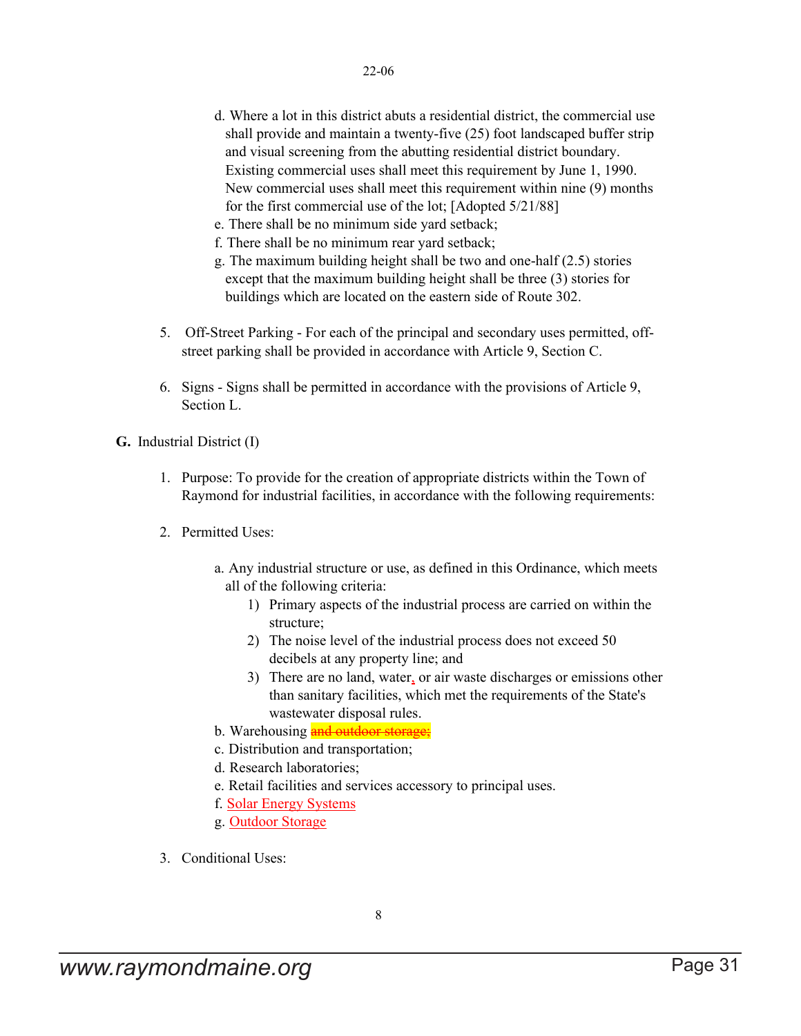d. Where a lot in this district abuts a residential district, the commercial use shall provide and maintain a twenty-five (25) foot landscaped buffer strip and visual screening from the abutting residential district boundary. Existing commercial uses shall meet this requirement by June 1, 1990. New commercial uses shall meet this requirement within nine (9) months for the first commercial use of the lot; [Adopted 5/21/88]

e. There shall be no minimum side yard setback;

f. There shall be no minimum rear yard setback;

g. The maximum building height shall be two and one-half (2.5) stories except that the maximum building height shall be three (3) stories for buildings which are located on the eastern side of Route 302.

5. Off-Street Parking - For each of the principal and secondary uses permitted, off-street parking shall be provided in accordance with Article 9, Section C.

6. Signs - Signs shall be permitted in accordance with the provisions of Article 9, Section L.

**G.** Industrial District (I)

1. Purpose: To provide for the creation of appropriate districts within the Town of Raymond for industrial facilities, in accordance with the following requirements:

2. Permitted Uses:

   a. Any industrial structure or use, as defined in this Ordinance, which meets all of the following criteria:
      1) Primary aspects of the industrial process are carried on within the structure;
      2) The noise level of the industrial process does not exceed 50 decibels at any property line; and
      3) There are no land, water, or air waste discharges or emissions other than sanitary facilities, which met the requirements of the State's wastewater disposal rules.

   b. Warehousing ~~and outdoor storage;~~

   c. Distribution and transportation;

   d. Research laboratories;

   e. Retail facilities and services accessory to principal uses.

   f. Solar Energy Systems

   g. Outdoor Storage

3. Conditional Uses: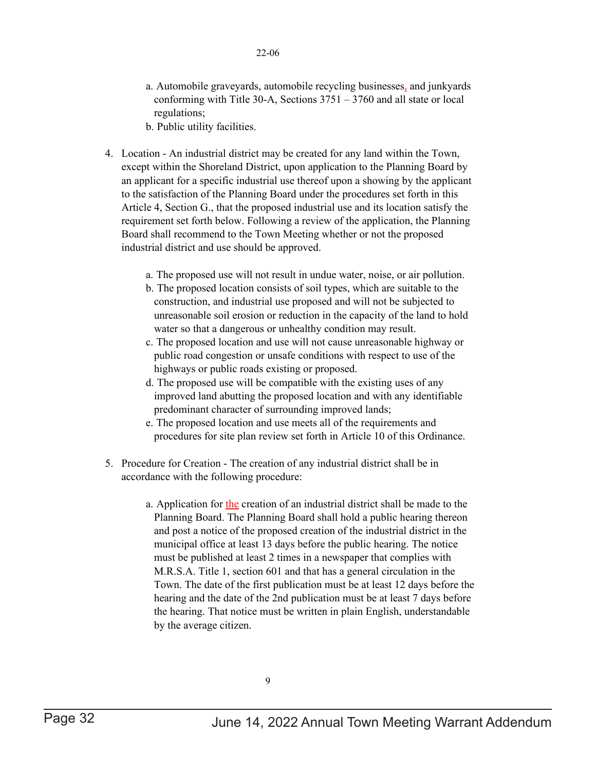a. Automobile graveyards, automobile recycling businesses, and junkyards conforming with Title 30-A, Sections 3751 – 3760 and all state or local regulations;
b. Public utility facilities.

4. Location - An industrial district may be created for any land within the Town, except within the Shoreland District, upon application to the Planning Board by an applicant for a specific industrial use thereof upon a showing by the applicant to the satisfaction of the Planning Board under the procedures set forth in this Article 4, Section G., that the proposed industrial use and its location satisfy the requirement set forth below. Following a review of the application, the Planning Board shall recommend to the Town Meeting whether or not the proposed industrial district and use should be approved.

    a. The proposed use will not result in undue water, noise, or air pollution.
    b. The proposed location consists of soil types, which are suitable to the construction, and industrial use proposed and will not be subjected to unreasonable soil erosion or reduction in the capacity of the land to hold water so that a dangerous or unhealthy condition may result.
    c. The proposed location and use will not cause unreasonable highway or public road congestion or unsafe conditions with respect to use of the highways or public roads existing or proposed.
    d. The proposed use will be compatible with the existing uses of any improved land abutting the proposed location and with any identifiable predominant character of surrounding improved lands;
    e. The proposed location and use meets all of the requirements and procedures for site plan review set forth in Article 10 of this Ordinance.

5. Procedure for Creation - The creation of any industrial district shall be in accordance with the following procedure:

    a. Application for the creation of an industrial district shall be made to the Planning Board. The Planning Board shall hold a public hearing thereon and post a notice of the proposed creation of the industrial district in the municipal office at least 13 days before the public hearing. The notice must be published at least 2 times in a newspaper that complies with M.R.S.A. Title 1, section 601 and that has a general circulation in the Town. The date of the first publication must be at least 12 days before the hearing and the date of the 2nd publication must be at least 7 days before the hearing. That notice must be written in plain English, understandable by the average citizen.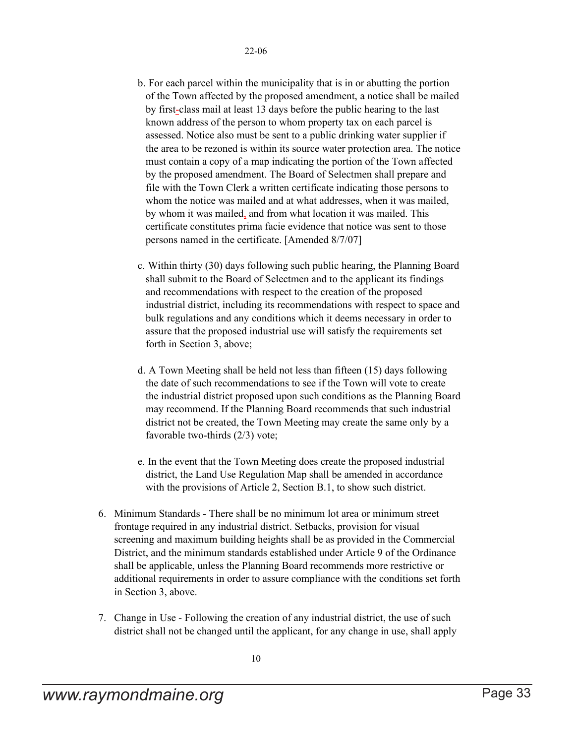b. For each parcel within the municipality that is in or abutting the portion of the Town affected by the proposed amendment, a notice shall be mailed by first-class mail at least 13 days before the public hearing to the last known address of the person to whom property tax on each parcel is assessed. Notice also must be sent to a public drinking water supplier if the area to be rezoned is within its source water protection area. The notice must contain a copy of a map indicating the portion of the Town affected by the proposed amendment. The Board of Selectmen shall prepare and file with the Town Clerk a written certificate indicating those persons to whom the notice was mailed and at what addresses, when it was mailed, by whom it was mailed, and from what location it was mailed. This certificate constitutes prima facie evidence that notice was sent to those persons named in the certificate. [Amended 8/7/07]

c. Within thirty (30) days following such public hearing, the Planning Board shall submit to the Board of Selectmen and to the applicant its findings and recommendations with respect to the creation of the proposed industrial district, including its recommendations with respect to space and bulk regulations and any conditions which it deems necessary in order to assure that the proposed industrial use will satisfy the requirements set forth in Section 3, above;

d. A Town Meeting shall be held not less than fifteen (15) days following the date of such recommendations to see if the Town will vote to create the industrial district proposed upon such conditions as the Planning Board may recommend. If the Planning Board recommends that such industrial district not be created, the Town Meeting may create the same only by a favorable two-thirds (2/3) vote;

e. In the event that the Town Meeting does create the proposed industrial district, the Land Use Regulation Map shall be amended in accordance with the provisions of Article 2, Section B.1, to show such district.

6. Minimum Standards - There shall be no minimum lot area or minimum street frontage required in any industrial district. Setbacks, provision for visual screening and maximum building heights shall be as provided in the Commercial District, and the minimum standards established under Article 9 of the Ordinance shall be applicable, unless the Planning Board recommends more restrictive or additional requirements in order to assure compliance with the conditions set forth in Section 3, above.

7. Change in Use - Following the creation of any industrial district, the use of such district shall not be changed until the applicant, for any change in use, shall apply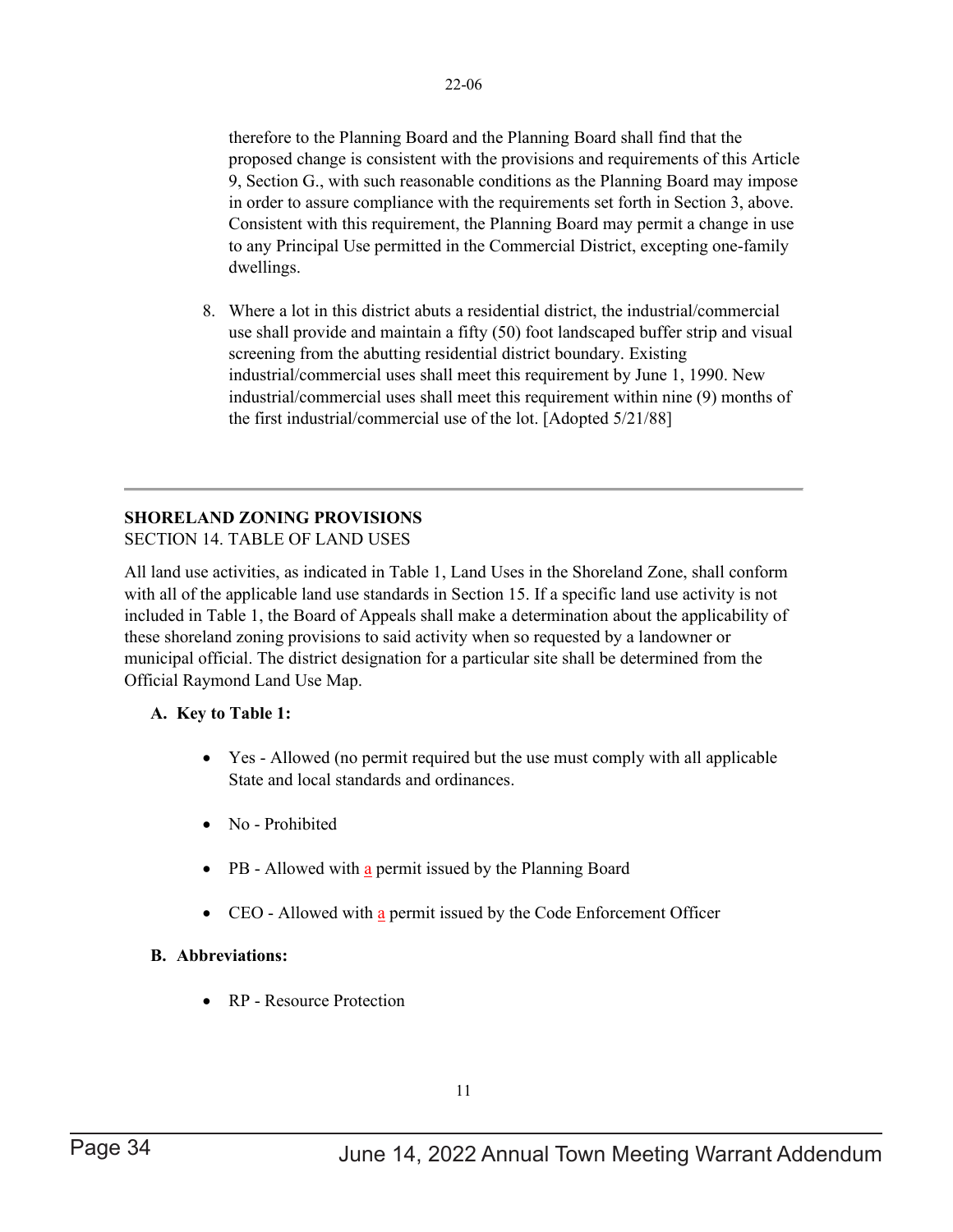therefore to the Planning Board and the Planning Board shall find that the proposed change is consistent with the provisions and requirements of this Article 9, Section G., with such reasonable conditions as the Planning Board may impose in order to assure compliance with the requirements set forth in Section 3, above. Consistent with this requirement, the Planning Board may permit a change in use to any Principal Use permitted in the Commercial District, excepting one-family dwellings.

8. Where a lot in this district abuts a residential district, the industrial/commercial use shall provide and maintain a fifty (50) foot landscaped buffer strip and visual screening from the abutting residential district boundary. Existing industrial/commercial uses shall meet this requirement by June 1, 1990. New industrial/commercial uses shall meet this requirement within nine (9) months of the first industrial/commercial use of the lot. [Adopted 5/21/88]

---

**SHORELAND ZONING PROVISIONS**
SECTION 14. TABLE OF LAND USES

All land use activities, as indicated in Table 1, Land Uses in the Shoreland Zone, shall conform with all of the applicable land use standards in Section 15. If a specific land use activity is not included in Table 1, the Board of Appeals shall make a determination about the applicability of these shoreland zoning provisions to said activity when so requested by a landowner or municipal official. The district designation for a particular site shall be determined from the Official Raymond Land Use Map.

**A. Key to Table 1:**

- Yes - Allowed (no permit required but the use must comply with all applicable State and local standards and ordinances.
- No - Prohibited
- PB - Allowed with a permit issued by the Planning Board
- CEO - Allowed with a permit issued by the Code Enforcement Officer

**B. Abbreviations:**

- RP - Resource Protection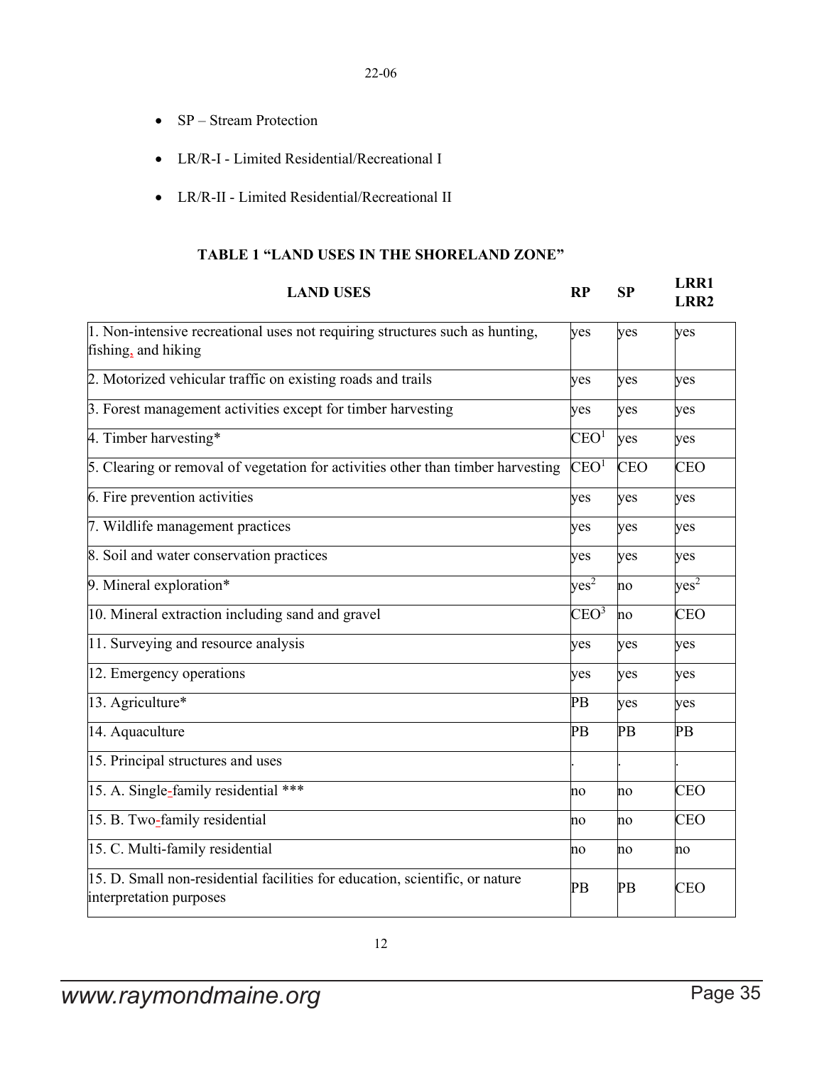- SP – Stream Protection
- LR/R-I - Limited Residential/Recreational I
- LR/R-II - Limited Residential/Recreational II

### TABLE 1 "LAND USES IN THE SHORELAND ZONE"

| LAND USES | RP | SP | LRR1 LRR2 |
|---|---|---|---|
| 1. Non-intensive recreational uses not requiring structures such as hunting, fishing, and hiking | yes | yes | yes |
| 2. Motorized vehicular traffic on existing roads and trails | yes | yes | yes |
| 3. Forest management activities except for timber harvesting | yes | yes | yes |
| 4. Timber harvesting* | CEO[1] | yes | yes |
| 5. Clearing or removal of vegetation for activities other than timber harvesting | CEO[1] | CEO | CEO |
| 6. Fire prevention activities | yes | yes | yes |
| 7. Wildlife management practices | yes | yes | yes |
| 8. Soil and water conservation practices | yes | yes | yes |
| 9. Mineral exploration* | yes[2] | no | yes[2] |
| 10. Mineral extraction including sand and gravel | CEO[3] | no | CEO |
| 11. Surveying and resource analysis | yes | yes | yes |
| 12. Emergency operations | yes | yes | yes |
| 13. Agriculture* | PB | yes | yes |
| 14. Aquaculture | PB | PB | PB |
| 15. Principal structures and uses | . | . | . |
| 15. A. Single-family residential *** | no | no | CEO |
| 15. B. Two-family residential | no | no | CEO |
| 15. C. Multi-family residential | no | no | no |
| 15. D. Small non-residential facilities for education, scientific, or nature interpretation purposes | PB | PB | CEO |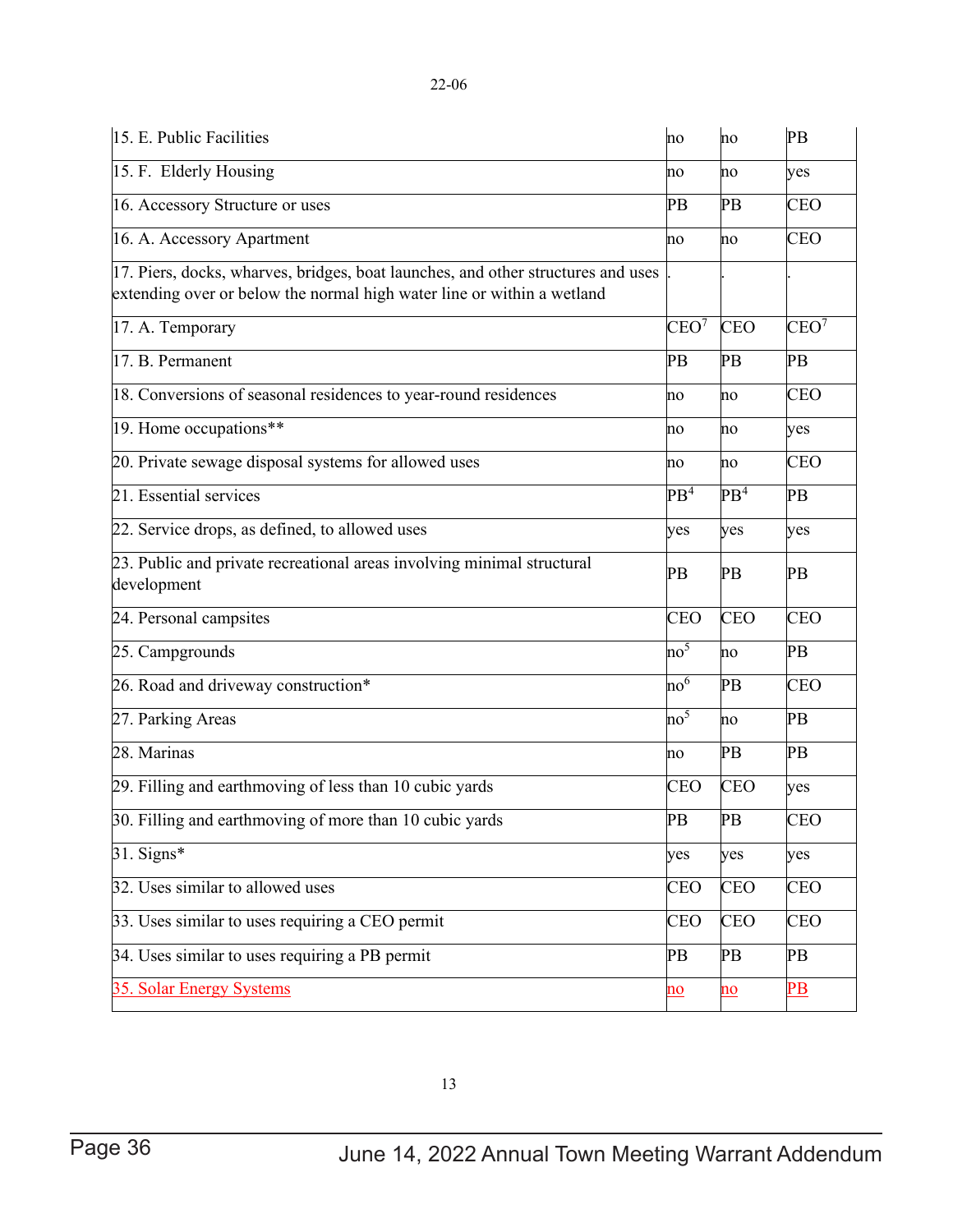| | | | |
|---|---|---|---|
| 15. E. Public Facilities | no | no | PB |
| 15. F. Elderly Housing | no | no | yes |
| 16. Accessory Structure or uses | PB | PB | CEO |
| 16. A. Accessory Apartment | no | no | CEO |
| 17. Piers, docks, wharves, bridges, boat launches, and other structures and uses extending over or below the normal high water line or within a wetland | . | . | . |
| 17. A. Temporary | CEO[7] | CEO | CEO[7] |
| 17. B. Permanent | PB | PB | PB |
| 18. Conversions of seasonal residences to year-round residences | no | no | CEO |
| 19. Home occupations** | no | no | yes |
| 20. Private sewage disposal systems for allowed uses | no | no | CEO |
| 21. Essential services | PB[4] | PB[4] | PB |
| 22. Service drops, as defined, to allowed uses | yes | yes | yes |
| 23. Public and private recreational areas involving minimal structural development | PB | PB | PB |
| 24. Personal campsites | CEO | CEO | CEO |
| 25. Campgrounds | no[5] | no | PB |
| 26. Road and driveway construction* | no[6] | PB | CEO |
| 27. Parking Areas | no[5] | no | PB |
| 28. Marinas | no | PB | PB |
| 29. Filling and earthmoving of less than 10 cubic yards | CEO | CEO | yes |
| 30. Filling and earthmoving of more than 10 cubic yards | PB | PB | CEO |
| 31. Signs* | yes | yes | yes |
| 32. Uses similar to allowed uses | CEO | CEO | CEO |
| 33. Uses similar to uses requiring a CEO permit | CEO | CEO | CEO |
| 34. Uses similar to uses requiring a PB permit | PB | PB | PB |
| 35. Solar Energy Systems | no | no | PB |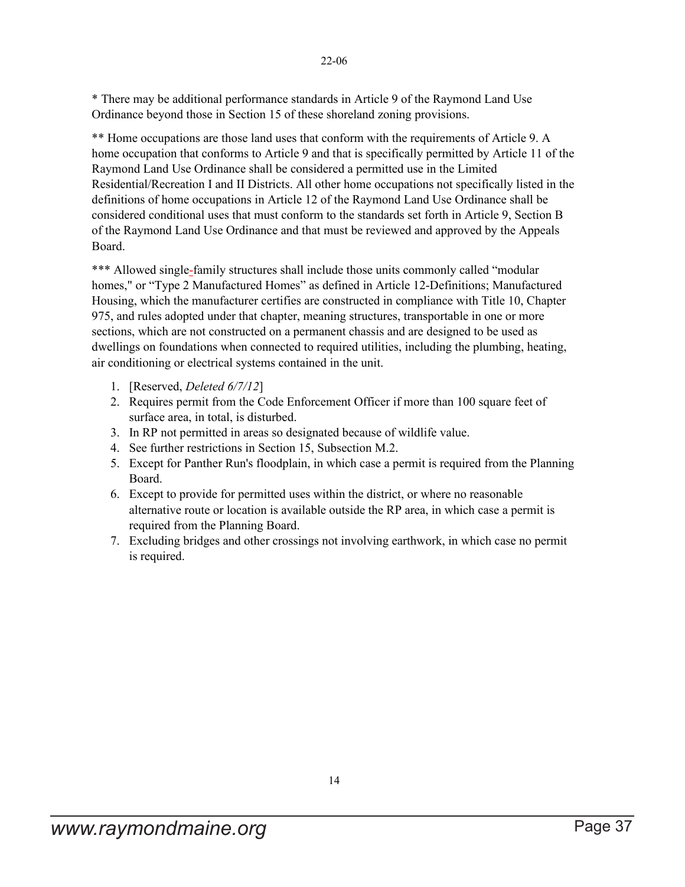* There may be additional performance standards in Article 9 of the Raymond Land Use Ordinance beyond those in Section 15 of these shoreland zoning provisions.

** Home occupations are those land uses that conform with the requirements of Article 9. A home occupation that conforms to Article 9 and that is specifically permitted by Article 11 of the Raymond Land Use Ordinance shall be considered a permitted use in the Limited Residential/Recreation I and II Districts. All other home occupations not specifically listed in the definitions of home occupations in Article 12 of the Raymond Land Use Ordinance shall be considered conditional uses that must conform to the standards set forth in Article 9, Section B of the Raymond Land Use Ordinance and that must be reviewed and approved by the Appeals Board.

*** Allowed single-family structures shall include those units commonly called "modular homes," or "Type 2 Manufactured Homes" as defined in Article 12-Definitions; Manufactured Housing, which the manufacturer certifies are constructed in compliance with Title 10, Chapter 975, and rules adopted under that chapter, meaning structures, transportable in one or more sections, which are not constructed on a permanent chassis and are designed to be used as dwellings on foundations when connected to required utilities, including the plumbing, heating, air conditioning or electrical systems contained in the unit.

1. [Reserved, *Deleted 6/7/12*]
2. Requires permit from the Code Enforcement Officer if more than 100 square feet of surface area, in total, is disturbed.
3. In RP not permitted in areas so designated because of wildlife value.
4. See further restrictions in Section 15, Subsection M.2.
5. Except for Panther Run's floodplain, in which case a permit is required from the Planning Board.
6. Except to provide for permitted uses within the district, or where no reasonable alternative route or location is available outside the RP area, in which case a permit is required from the Planning Board.
7. Excluding bridges and other crossings not involving earthwork, in which case no permit is required.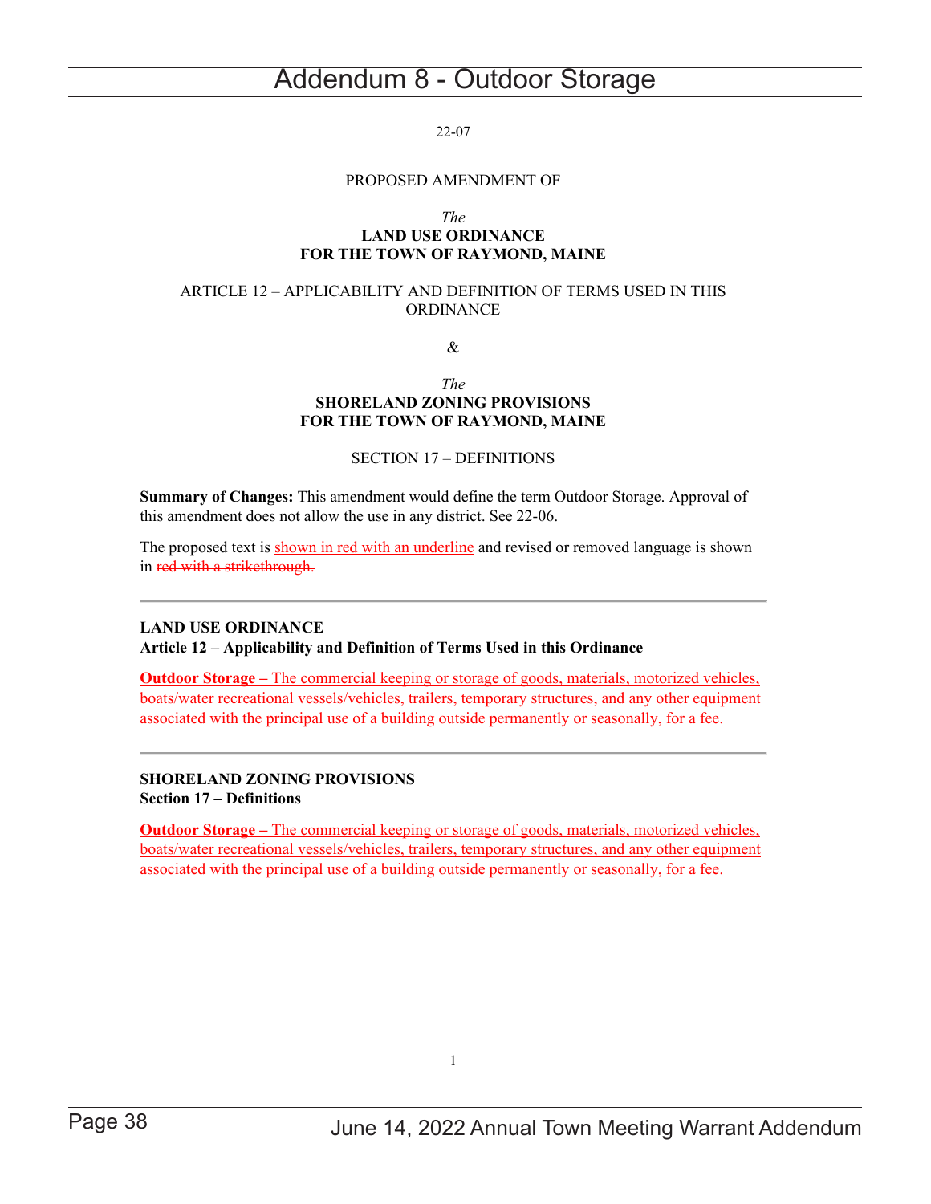# Addendum 8 - Outdoor Storage

22-07

PROPOSED AMENDMENT OF

*The*
**LAND USE ORDINANCE**
**FOR THE TOWN OF RAYMOND, MAINE**

ARTICLE 12 – APPLICABILITY AND DEFINITION OF TERMS USED IN THIS ORDINANCE

&

*The*
**SHORELAND ZONING PROVISIONS**
**FOR THE TOWN OF RAYMOND, MAINE**

SECTION 17 – DEFINITIONS

**Summary of Changes:** This amendment would define the term Outdoor Storage. Approval of this amendment does not allow the use in any district. See 22-06.

The proposed text is <u>shown in red with an underline</u> and revised or removed language is shown in ~~red with a strikethrough.~~

---

**LAND USE ORDINANCE**
**Article 12 – Applicability and Definition of Terms Used in this Ordinance**

<u>**Outdoor Storage** – The commercial keeping or storage of goods, materials, motorized vehicles, boats/water recreational vessels/vehicles, trailers, temporary structures, and any other equipment associated with the principal use of a building outside permanently or seasonally, for a fee.</u>

---

**SHORELAND ZONING PROVISIONS**
**Section 17 – Definitions**

<u>**Outdoor Storage** – The commercial keeping or storage of goods, materials, motorized vehicles, boats/water recreational vessels/vehicles, trailers, temporary structures, and any other equipment associated with the principal use of a building outside permanently or seasonally, for a fee.</u>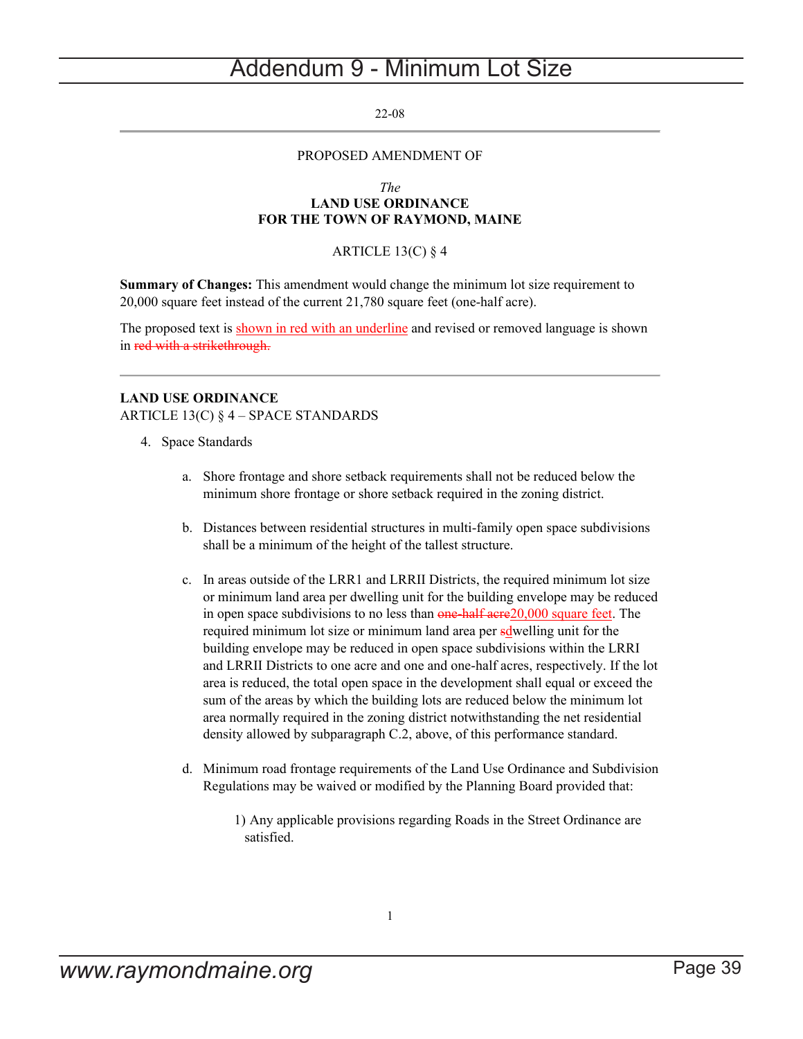# Addendum 9 - Minimum Lot Size

22-08

PROPOSED AMENDMENT OF

*The*
**LAND USE ORDINANCE**
**FOR THE TOWN OF RAYMOND, MAINE**

ARTICLE 13(C) § 4

**Summary of Changes:** This amendment would change the minimum lot size requirement to 20,000 square feet instead of the current 21,780 square feet (one-half acre).

The proposed text is <u>shown in red with an underline</u> and revised or removed language is shown in ~~red with a strikethrough.~~

---

**LAND USE ORDINANCE**
ARTICLE 13(C) § 4 – SPACE STANDARDS

4. Space Standards

   a. Shore frontage and shore setback requirements shall not be reduced below the minimum shore frontage or shore setback required in the zoning district.

   b. Distances between residential structures in multi-family open space subdivisions shall be a minimum of the height of the tallest structure.

   c. In areas outside of the LRR1 and LRRII Districts, the required minimum lot size or minimum land area per dwelling unit for the building envelope may be reduced in open space subdivisions to no less than ~~one-half acre~~<u>20,000 square feet</u>. The required minimum lot size or minimum land area per ~~s~~<u>d</u>welling unit for the building envelope may be reduced in open space subdivisions within the LRRI and LRRII Districts to one acre and one and one-half acres, respectively. If the lot area is reduced, the total open space in the development shall equal or exceed the sum of the areas by which the building lots are reduced below the minimum lot area normally required in the zoning district notwithstanding the net residential density allowed by subparagraph C.2, above, of this performance standard.

   d. Minimum road frontage requirements of the Land Use Ordinance and Subdivision Regulations may be waived or modified by the Planning Board provided that:

      1) Any applicable provisions regarding Roads in the Street Ordinance are satisfied.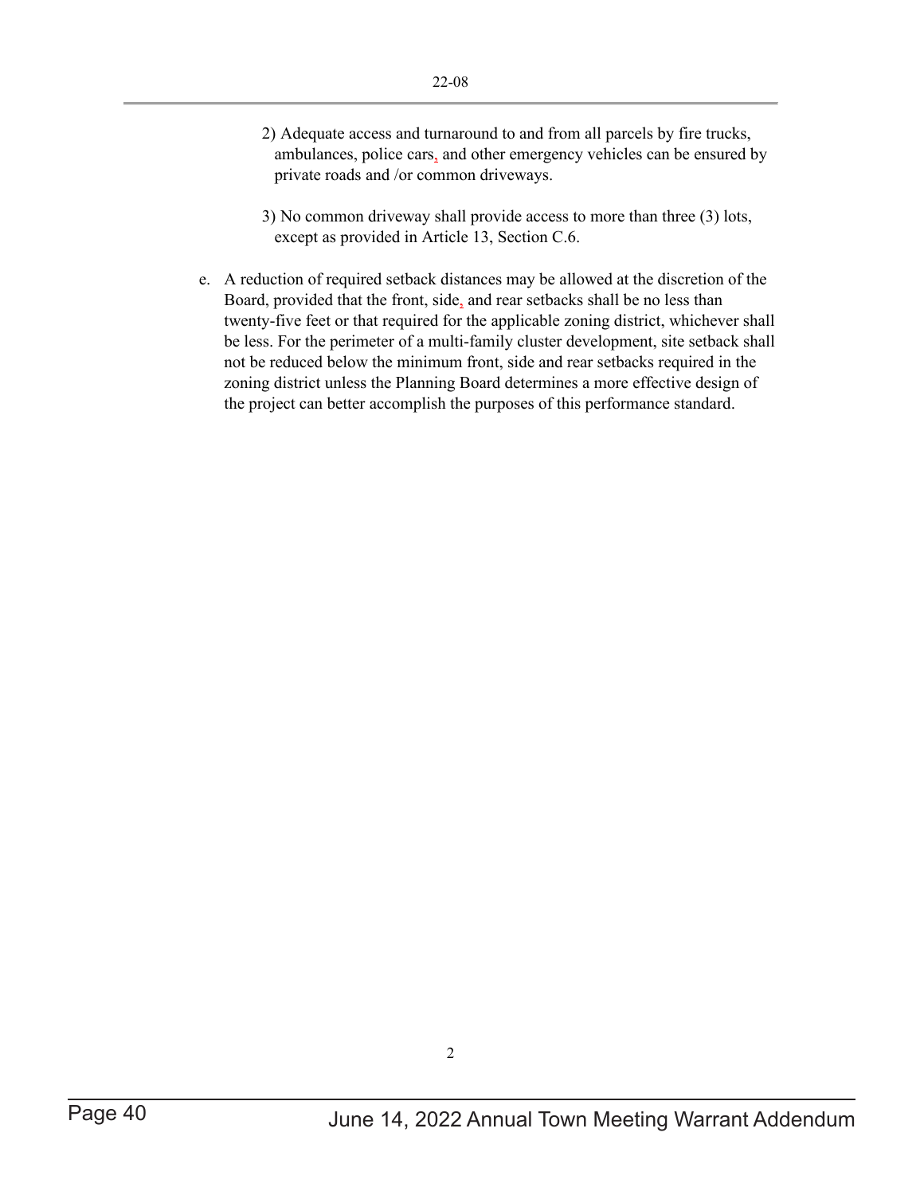2) Adequate access and turnaround to and from all parcels by fire trucks, ambulances, police cars, and other emergency vehicles can be ensured by private roads and /or common driveways.

3) No common driveway shall provide access to more than three (3) lots, except as provided in Article 13, Section C.6.

e. A reduction of required setback distances may be allowed at the discretion of the Board, provided that the front, side, and rear setbacks shall be no less than twenty-five feet or that required for the applicable zoning district, whichever shall be less. For the perimeter of a multi-family cluster development, site setback shall not be reduced below the minimum front, side and rear setbacks required in the zoning district unless the Planning Board determines a more effective design of the project can better accomplish the purposes of this performance standard.